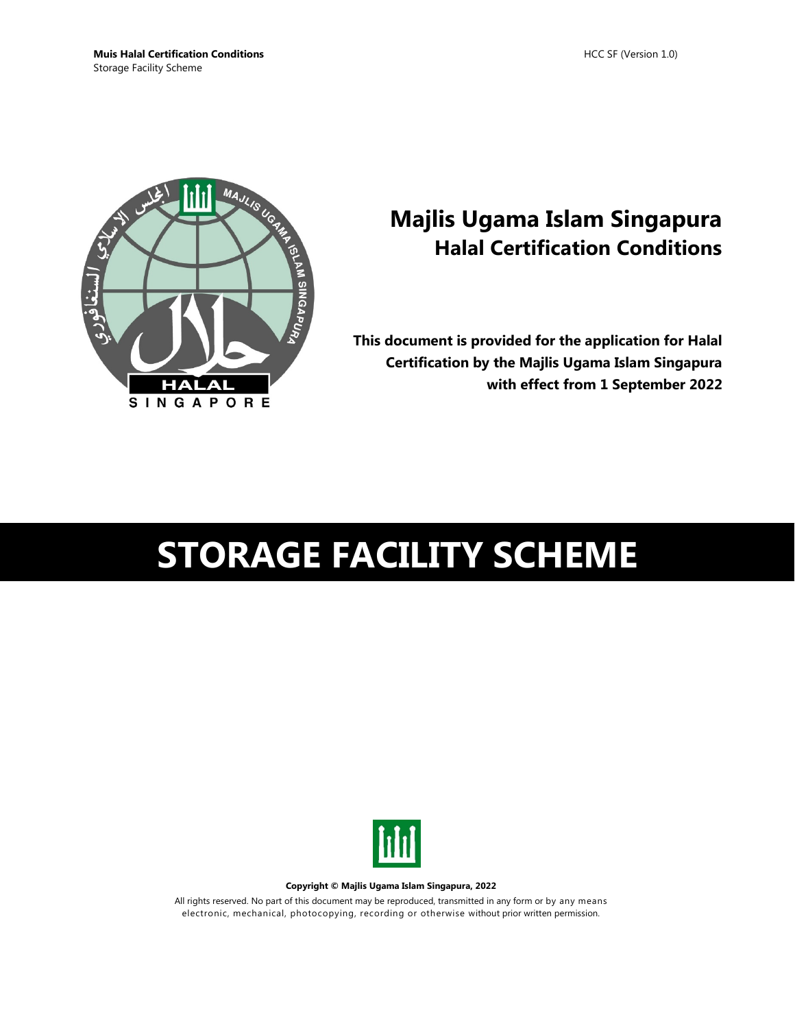Muis Halal Certification Conditions
Storage Facility Scheme

HCC SF (Version 1.0)

# Majlis Ugama Islam Singapura
## Halal Certification Conditions

**This document is provided for the application for Halal Certification by the Majlis Ugama Islam Singapura with effect from 1 September 2022**

# STORAGE FACILITY SCHEME

**Copyright © Majlis Ugama Islam Singapura, 2022**

All rights reserved. No part of this document may be reproduced, transmitted in any form or by any means electronic, mechanical, photocopying, recording or otherwise without prior written permission.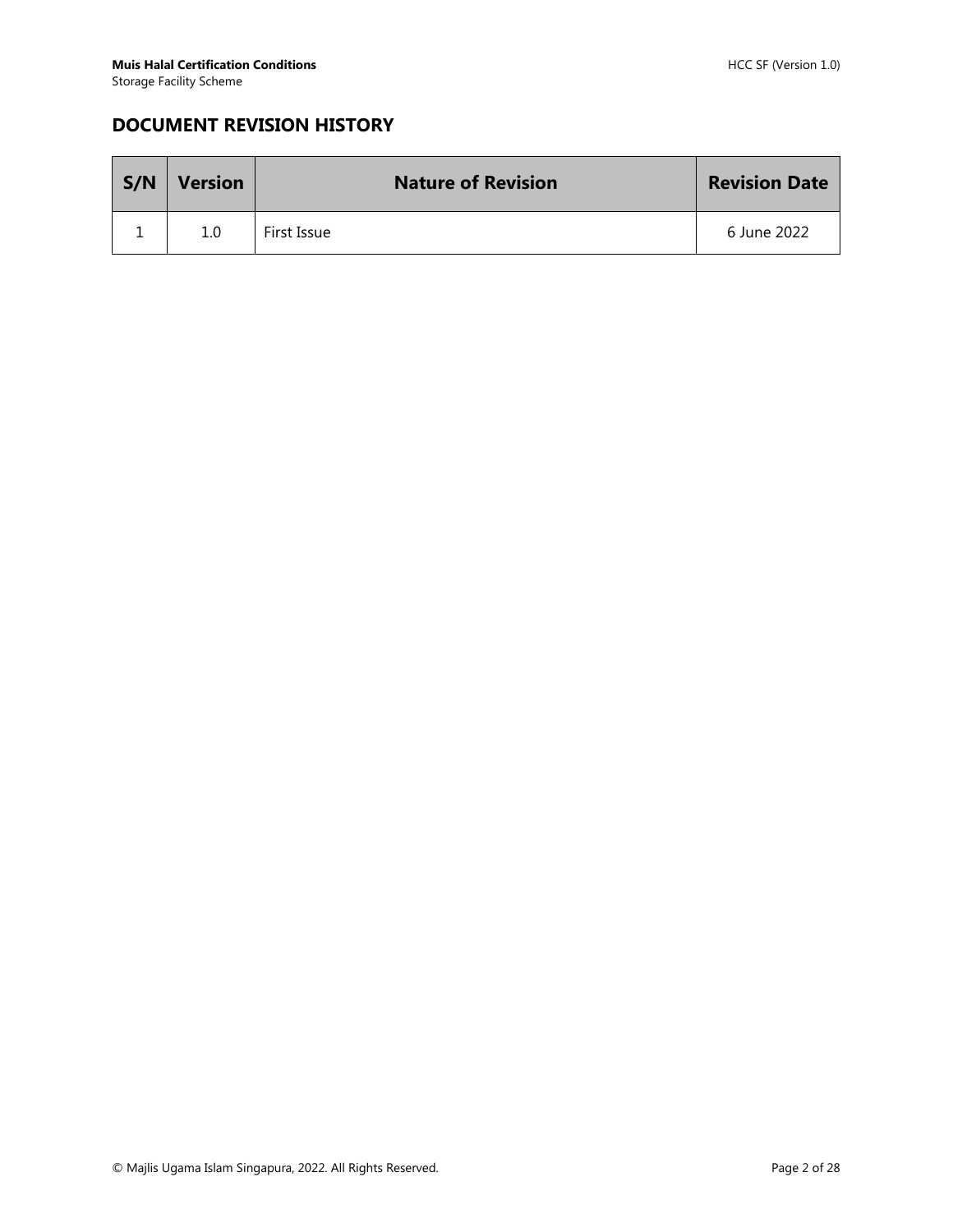## DOCUMENT REVISION HISTORY

| S/N | Version | Nature of Revision | Revision Date |
|---|---|---|---|
| 1 | 1.0 | First Issue | 6 June 2022 |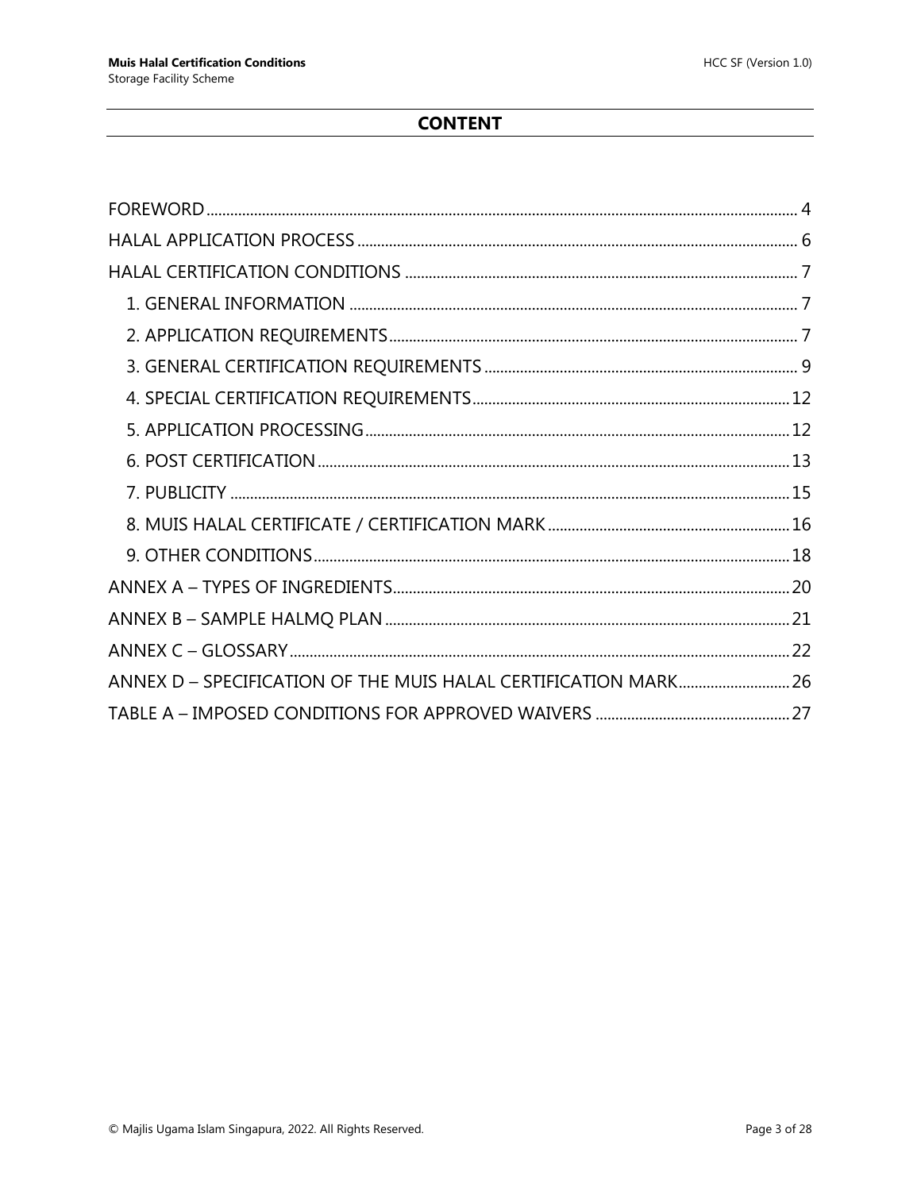## CONTENT

- FOREWORD .... 4
- HALAL APPLICATION PROCESS .... 6
- HALAL CERTIFICATION CONDITIONS .... 7
  - 1. GENERAL INFORMATION .... 7
  - 2. APPLICATION REQUIREMENTS .... 7
  - 3. GENERAL CERTIFICATION REQUIREMENTS .... 9
  - 4. SPECIAL CERTIFICATION REQUIREMENTS .... 12
  - 5. APPLICATION PROCESSING .... 12
  - 6. POST CERTIFICATION .... 13
  - 7. PUBLICITY .... 15
  - 8. MUIS HALAL CERTIFICATE / CERTIFICATION MARK .... 16
  - 9. OTHER CONDITIONS .... 18
- ANNEX A – TYPES OF INGREDIENTS .... 20
- ANNEX B – SAMPLE HALMQ PLAN .... 21
- ANNEX C – GLOSSARY .... 22
- ANNEX D – SPECIFICATION OF THE MUIS HALAL CERTIFICATION MARK .... 26
- TABLE A – IMPOSED CONDITIONS FOR APPROVED WAIVERS .... 27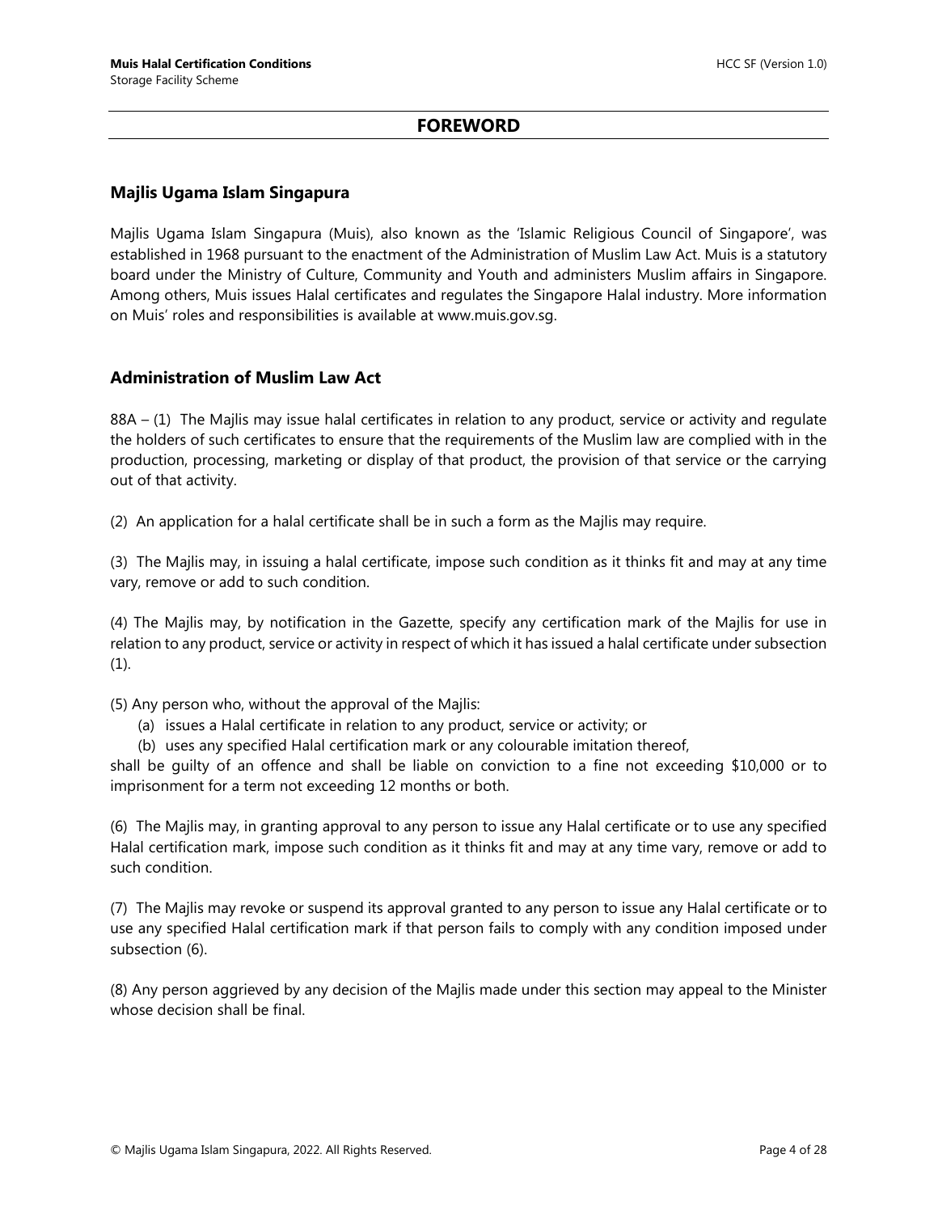# FOREWORD

## Majlis Ugama Islam Singapura

Majlis Ugama Islam Singapura (Muis), also known as the 'Islamic Religious Council of Singapore', was established in 1968 pursuant to the enactment of the Administration of Muslim Law Act. Muis is a statutory board under the Ministry of Culture, Community and Youth and administers Muslim affairs in Singapore. Among others, Muis issues Halal certificates and regulates the Singapore Halal industry. More information on Muis' roles and responsibilities is available at www.muis.gov.sg.

## Administration of Muslim Law Act

88A – (1) The Majlis may issue halal certificates in relation to any product, service or activity and regulate the holders of such certificates to ensure that the requirements of the Muslim law are complied with in the production, processing, marketing or display of that product, the provision of that service or the carrying out of that activity.

(2) An application for a halal certificate shall be in such a form as the Majlis may require.

(3) The Majlis may, in issuing a halal certificate, impose such condition as it thinks fit and may at any time vary, remove or add to such condition.

(4) The Majlis may, by notification in the Gazette, specify any certification mark of the Majlis for use in relation to any product, service or activity in respect of which it has issued a halal certificate under subsection (1).

(5) Any person who, without the approval of the Majlis:

(a) issues a Halal certificate in relation to any product, service or activity; or

(b) uses any specified Halal certification mark or any colourable imitation thereof,

shall be guilty of an offence and shall be liable on conviction to a fine not exceeding $10,000 or to imprisonment for a term not exceeding 12 months or both.

(6) The Majlis may, in granting approval to any person to issue any Halal certificate or to use any specified Halal certification mark, impose such condition as it thinks fit and may at any time vary, remove or add to such condition.

(7) The Majlis may revoke or suspend its approval granted to any person to issue any Halal certificate or to use any specified Halal certification mark if that person fails to comply with any condition imposed under subsection (6).

(8) Any person aggrieved by any decision of the Majlis made under this section may appeal to the Minister whose decision shall be final.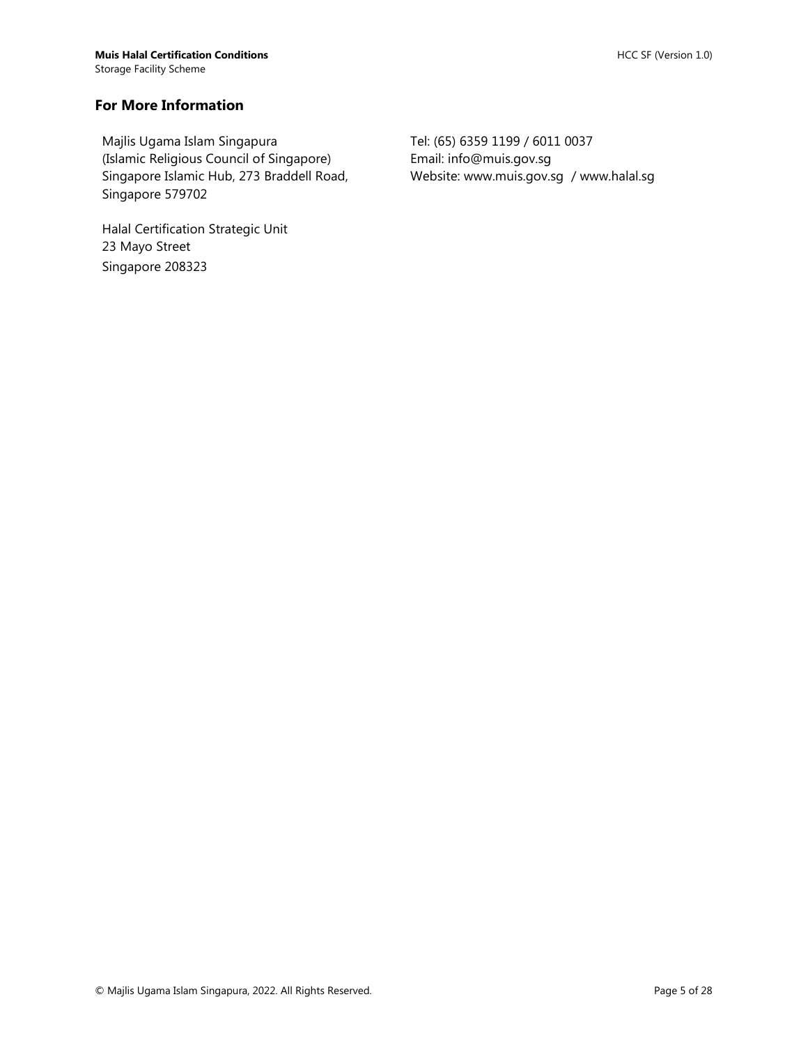## For More Information

Majlis Ugama Islam Singapura
(Islamic Religious Council of Singapore)
Singapore Islamic Hub, 273 Braddell Road,
Singapore 579702

Halal Certification Strategic Unit
23 Mayo Street
Singapore 208323

Tel: (65) 6359 1199 / 6011 0037
Email: info@muis.gov.sg
Website: www.muis.gov.sg / www.halal.sg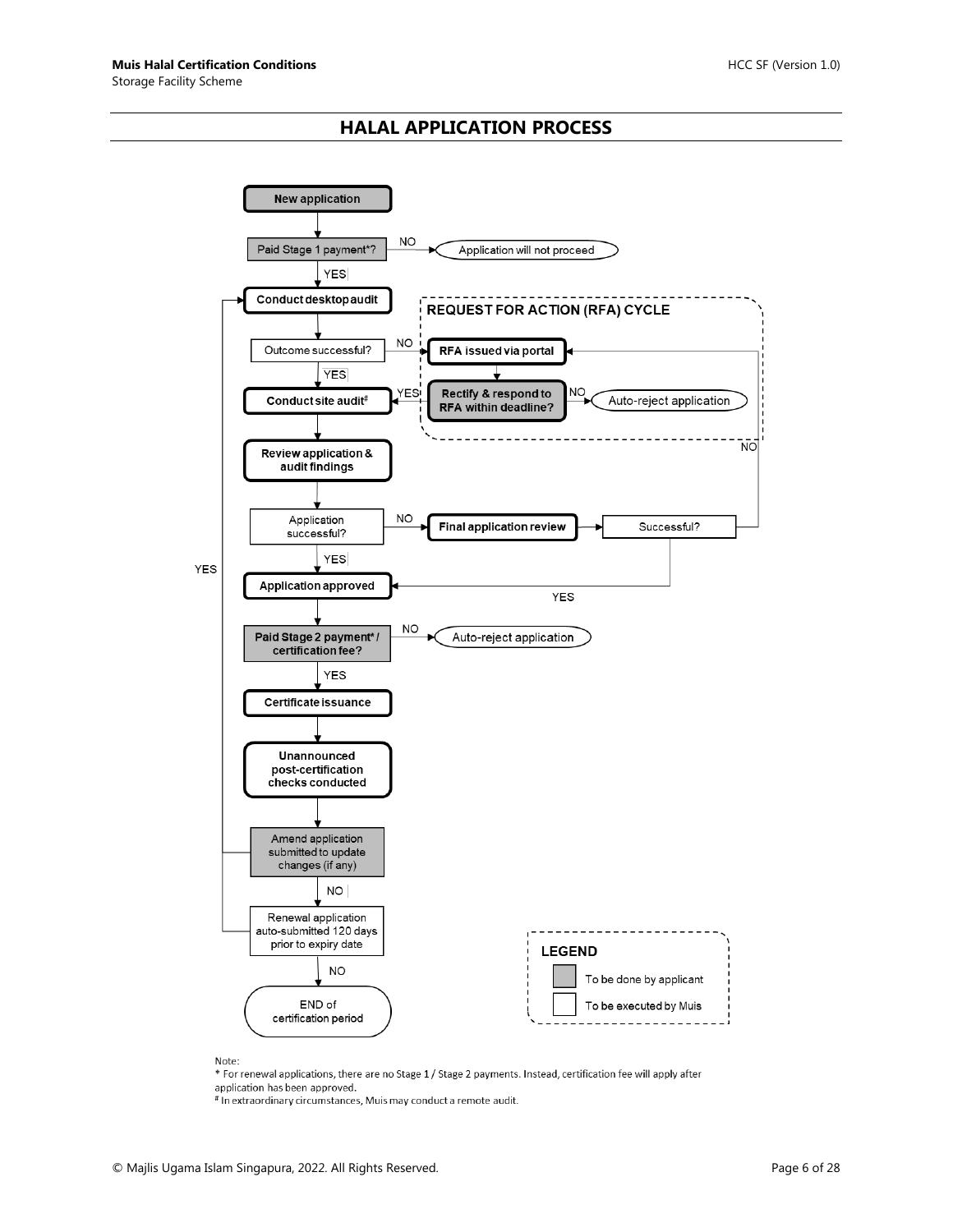## HALAL APPLICATION PROCESS

New application

Paid Stage 1 payment*? — NO → Application will not proceed

YES

Conduct desktop audit

Outcome successful? — NO → RFA issued via portal

YES

REQUEST FOR ACTION (RFA) CYCLE

RFA issued via portal

Rectify & respond to RFA within deadline? — NO → Auto-reject application; YES → Conduct site audit

Conduct site audit#

Review application & audit findings

Application successful? — NO → Final application review → Successful? — NO → RFA issued via portal; YES → Application approved

YES

Application approved

Paid Stage 2 payment* / certification fee? — NO → Auto-reject application

YES

Certificate issuance

Unannounced post-certification checks conducted

Amend application submitted to update changes (if any) — YES → Conduct desktop audit

NO

Renewal application auto-submitted 120 days prior to expiry date — YES → Conduct desktop audit

NO

END of certification period

LEGEND

- To be done by applicant (shaded)
- To be executed by Muis (unshaded)

Note:

* For renewal applications, there are no Stage 1 / Stage 2 payments. Instead, certification fee will apply after application has been approved.

# In extraordinary circumstances, Muis may conduct a remote audit.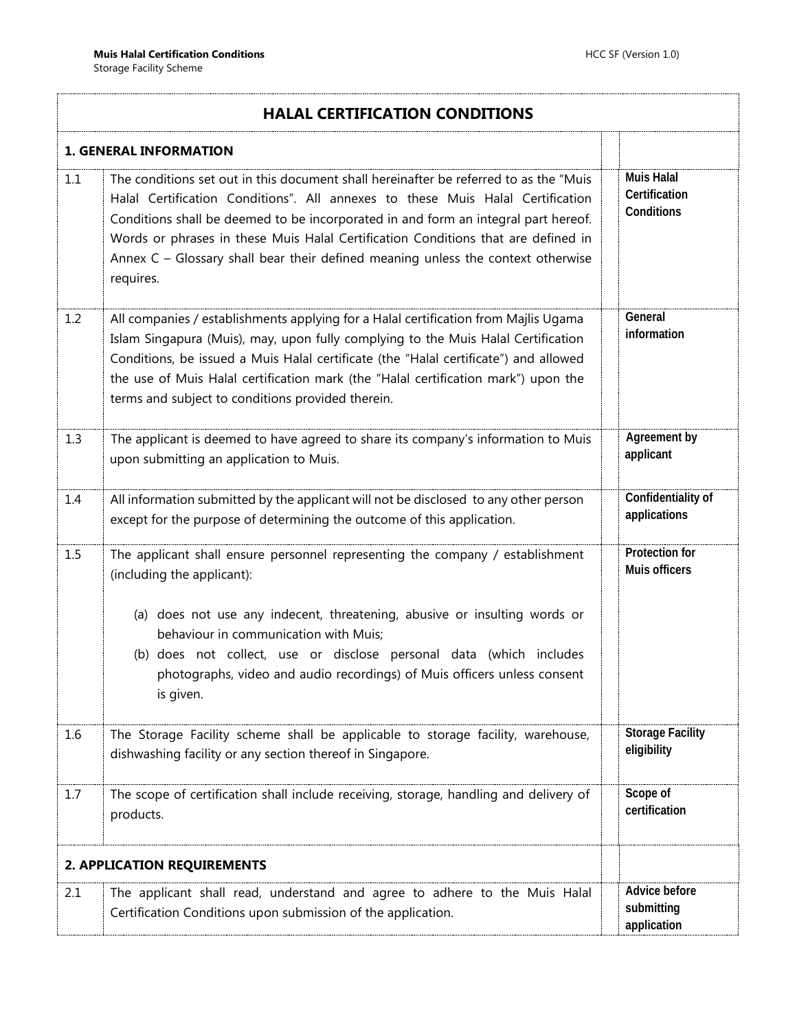# HALAL CERTIFICATION CONDITIONS

| | | |
|---|---|---|
| **1. GENERAL INFORMATION** | | |
| 1.1 | The conditions set out in this document shall hereinafter be referred to as the "Muis Halal Certification Conditions". All annexes to these Muis Halal Certification Conditions shall be deemed to be incorporated in and form an integral part hereof. Words or phrases in these Muis Halal Certification Conditions that are defined in Annex C – Glossary shall bear their defined meaning unless the context otherwise requires. | **Muis Halal Certification Conditions** |
| 1.2 | All companies / establishments applying for a Halal certification from Majlis Ugama Islam Singapura (Muis), may, upon fully complying to the Muis Halal Certification Conditions, be issued a Muis Halal certificate (the "Halal certificate") and allowed the use of Muis Halal certification mark (the "Halal certification mark") upon the terms and subject to conditions provided therein. | **General information** |
| 1.3 | The applicant is deemed to have agreed to share its company's information to Muis upon submitting an application to Muis. | **Agreement by applicant** |
| 1.4 | All information submitted by the applicant will not be disclosed to any other person except for the purpose of determining the outcome of this application. | **Confidentiality of applications** |
| 1.5 | The applicant shall ensure personnel representing the company / establishment (including the applicant):<br><br>(a) does not use any indecent, threatening, abusive or insulting words or behaviour in communication with Muis;<br>(b) does not collect, use or disclose personal data (which includes photographs, video and audio recordings) of Muis officers unless consent is given. | **Protection for Muis officers** |
| 1.6 | The Storage Facility scheme shall be applicable to storage facility, warehouse, dishwashing facility or any section thereof in Singapore. | **Storage Facility eligibility** |
| 1.7 | The scope of certification shall include receiving, storage, handling and delivery of products. | **Scope of certification** |
| **2. APPLICATION REQUIREMENTS** | | |
| 2.1 | The applicant shall read, understand and agree to adhere to the Muis Halal Certification Conditions upon submission of the application. | **Advice before submitting application** |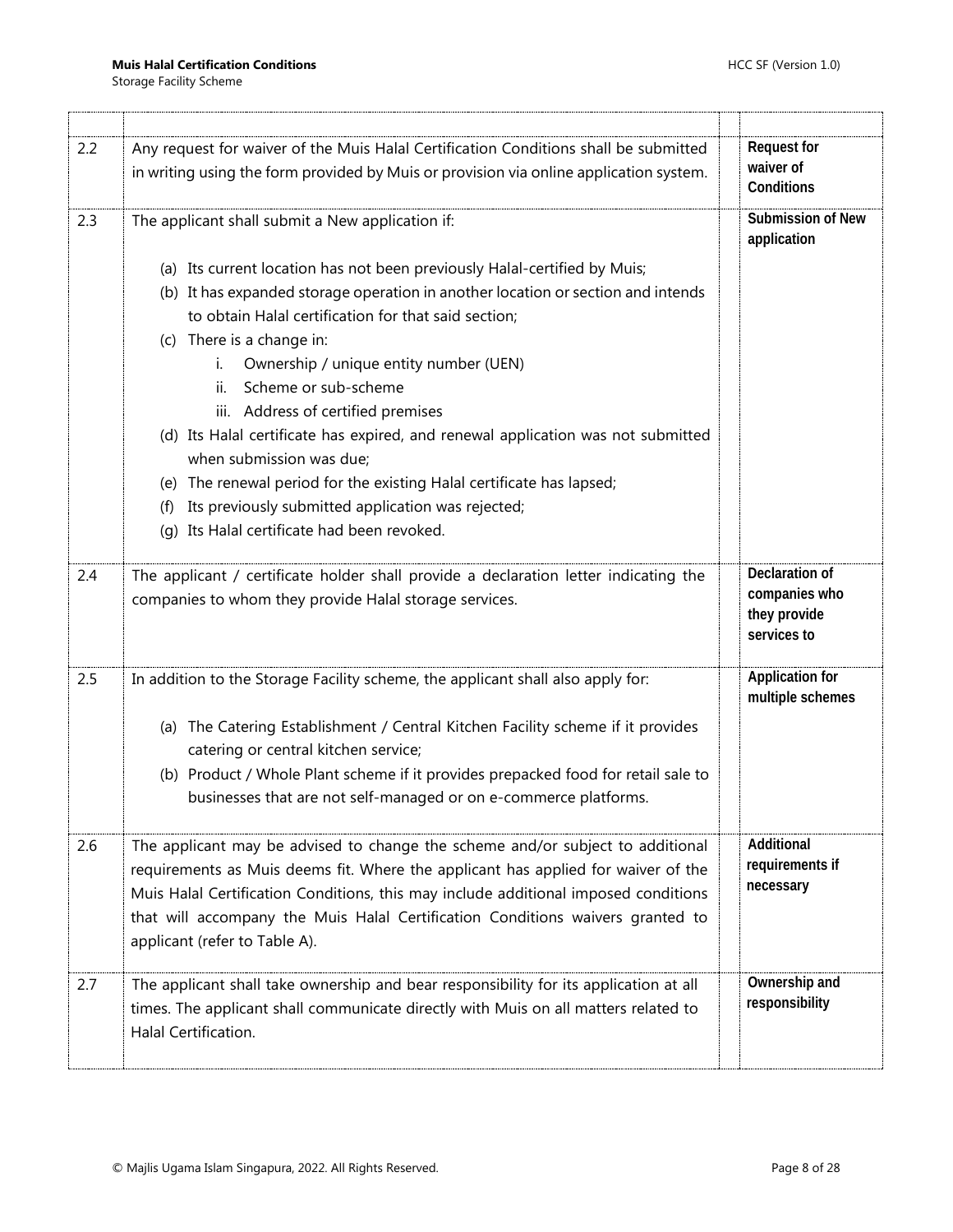| | | | |
|---|---|---|---|
| 2.2 | Any request for waiver of the Muis Halal Certification Conditions shall be submitted in writing using the form provided by Muis or provision via online application system. | | **Request for waiver of Conditions** |
| 2.3 | The applicant shall submit a New application if:<br><br>(a) Its current location has not been previously Halal-certified by Muis;<br>(b) It has expanded storage operation in another location or section and intends to obtain Halal certification for that said section;<br>(c) There is a change in:<br>i. Ownership / unique entity number (UEN)<br>ii. Scheme or sub-scheme<br>iii. Address of certified premises<br>(d) Its Halal certificate has expired, and renewal application was not submitted when submission was due;<br>(e) The renewal period for the existing Halal certificate has lapsed;<br>(f) Its previously submitted application was rejected;<br>(g) Its Halal certificate had been revoked. | | **Submission of New application** |
| 2.4 | The applicant / certificate holder shall provide a declaration letter indicating the companies to whom they provide Halal storage services. | | **Declaration of companies who they provide services to** |
| 2.5 | In addition to the Storage Facility scheme, the applicant shall also apply for:<br><br>(a) The Catering Establishment / Central Kitchen Facility scheme if it provides catering or central kitchen service;<br>(b) Product / Whole Plant scheme if it provides prepacked food for retail sale to businesses that are not self-managed or on e-commerce platforms. | | **Application for multiple schemes** |
| 2.6 | The applicant may be advised to change the scheme and/or subject to additional requirements as Muis deems fit. Where the applicant has applied for waiver of the Muis Halal Certification Conditions, this may include additional imposed conditions that will accompany the Muis Halal Certification Conditions waivers granted to applicant (refer to Table A). | | **Additional requirements if necessary** |
| 2.7 | The applicant shall take ownership and bear responsibility for its application at all times. The applicant shall communicate directly with Muis on all matters related to Halal Certification. | | **Ownership and responsibility** |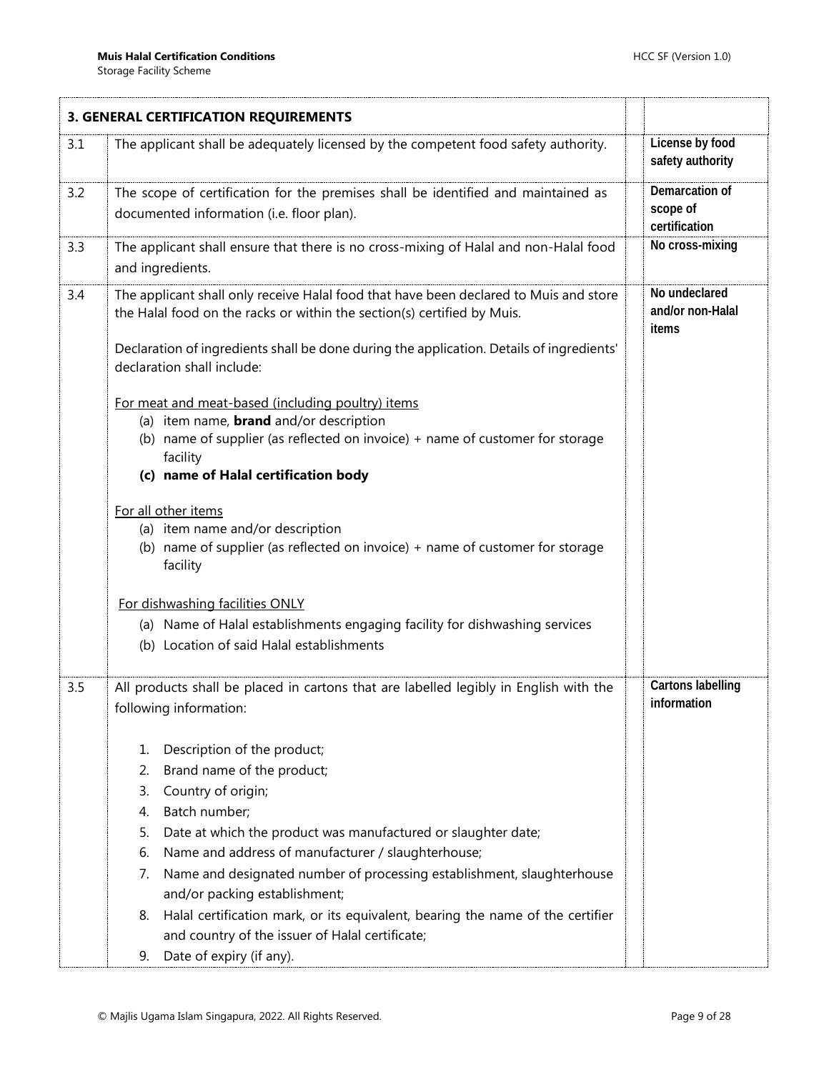| 3. GENERAL CERTIFICATION REQUIREMENTS | | | |
|---|---|---|---|
| 3.1 | The applicant shall be adequately licensed by the competent food safety authority. | | **License by food safety authority** |
| 3.2 | The scope of certification for the premises shall be identified and maintained as documented information (i.e. floor plan). | | **Demarcation of scope of certification** |
| 3.3 | The applicant shall ensure that there is no cross-mixing of Halal and non-Halal food and ingredients. | | **No cross-mixing** |
| 3.4 | The applicant shall only receive Halal food that have been declared to Muis and store the Halal food on the racks or within the section(s) certified by Muis.<br><br>Declaration of ingredients shall be done during the application. Details of ingredients' declaration shall include:<br><br><u>For meat and meat-based (including poultry) items</u><br>(a) item name, **brand** and/or description<br>(b) name of supplier (as reflected on invoice) + name of customer for storage facility<br>**(c) name of Halal certification body**<br><br><u>For all other items</u><br>(a) item name and/or description<br>(b) name of supplier (as reflected on invoice) + name of customer for storage facility<br><br><u>For dishwashing facilities ONLY</u><br>(a) Name of Halal establishments engaging facility for dishwashing services<br>(b) Location of said Halal establishments | | **No undeclared and/or non-Halal items** |
| 3.5 | All products shall be placed in cartons that are labelled legibly in English with the following information:<br><br>1. Description of the product;<br>2. Brand name of the product;<br>3. Country of origin;<br>4. Batch number;<br>5. Date at which the product was manufactured or slaughter date;<br>6. Name and address of manufacturer / slaughterhouse;<br>7. Name and designated number of processing establishment, slaughterhouse and/or packing establishment;<br>8. Halal certification mark, or its equivalent, bearing the name of the certifier and country of the issuer of Halal certificate;<br>9. Date of expiry (if any). | | **Cartons labelling information** |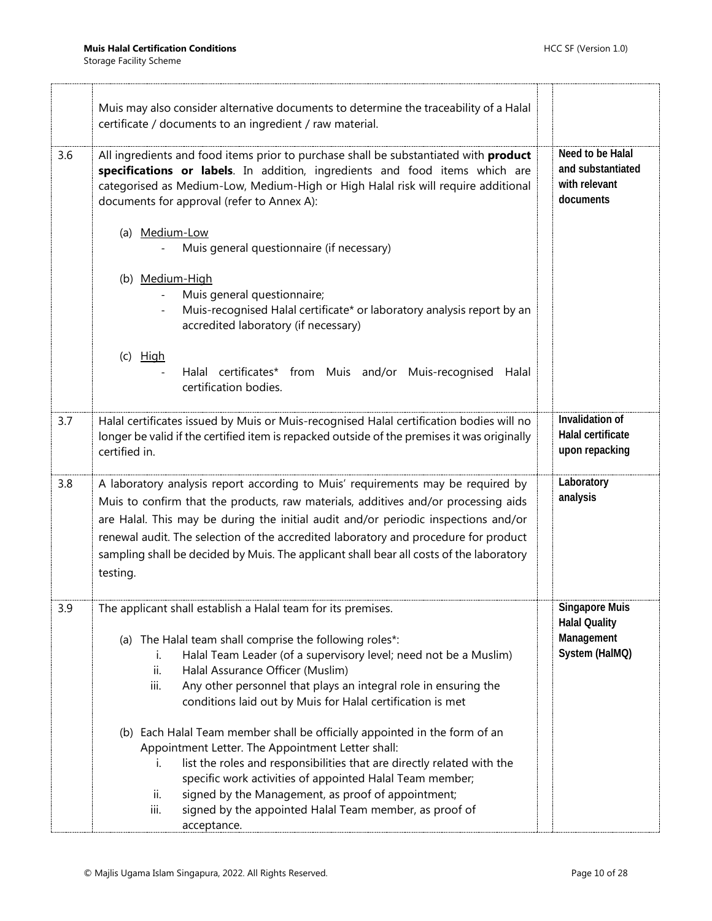| | | | |
|---|---|---|---|
| | Muis may also consider alternative documents to determine the traceability of a Halal certificate / documents to an ingredient / raw material. | | |
| 3.6 | All ingredients and food items prior to purchase shall be substantiated with **product specifications or labels**. In addition, ingredients and food items which are categorised as Medium-Low, Medium-High or High Halal risk will require additional documents for approval (refer to Annex A):<br><br>(a) Medium-Low<br>- Muis general questionnaire (if necessary)<br><br>(b) Medium-High<br>- Muis general questionnaire;<br>- Muis-recognised Halal certificate* or laboratory analysis report by an accredited laboratory (if necessary)<br><br>(c) High<br>- Halal certificates* from Muis and/or Muis-recognised Halal certification bodies. | | **Need to be Halal and substantiated with relevant documents** |
| 3.7 | Halal certificates issued by Muis or Muis-recognised Halal certification bodies will no longer be valid if the certified item is repacked outside of the premises it was originally certified in. | | **Invalidation of Halal certificate upon repacking** |
| 3.8 | A laboratory analysis report according to Muis' requirements may be required by Muis to confirm that the products, raw materials, additives and/or processing aids are Halal. This may be during the initial audit and/or periodic inspections and/or renewal audit. The selection of the accredited laboratory and procedure for product sampling shall be decided by Muis. The applicant shall bear all costs of the laboratory testing. | | **Laboratory analysis** |
| 3.9 | The applicant shall establish a Halal team for its premises.<br><br>(a) The Halal team shall comprise the following roles*:<br>i. Halal Team Leader (of a supervisory level; need not be a Muslim)<br>ii. Halal Assurance Officer (Muslim)<br>iii. Any other personnel that plays an integral role in ensuring the conditions laid out by Muis for Halal certification is met<br><br>(b) Each Halal Team member shall be officially appointed in the form of an Appointment Letter. The Appointment Letter shall:<br>i. list the roles and responsibilities that are directly related with the specific work activities of appointed Halal Team member;<br>ii. signed by the Management, as proof of appointment;<br>iii. signed by the appointed Halal Team member, as proof of acceptance. | | **Singapore Muis Halal Quality Management System (HalMQ)** |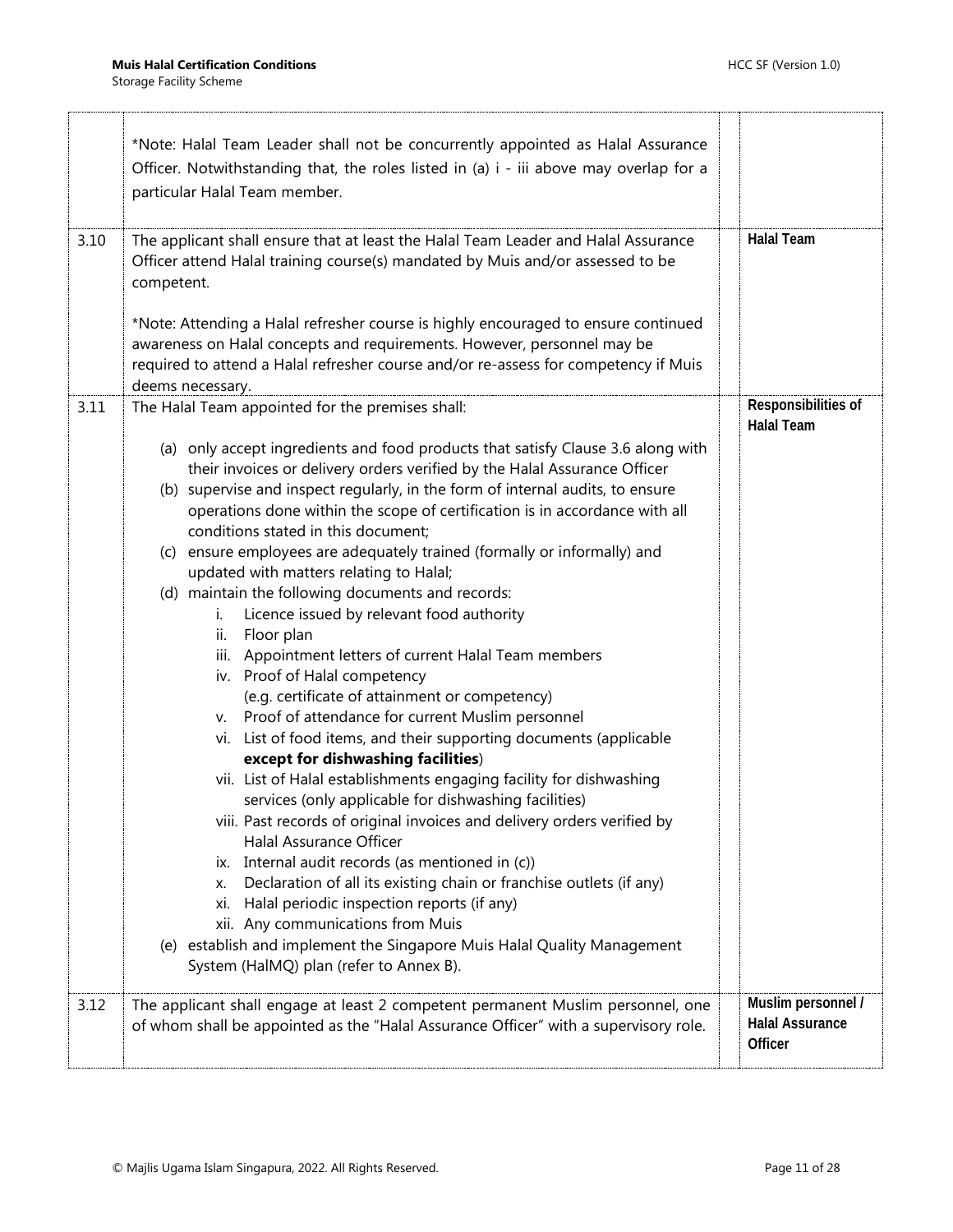| | | | |
|---|---|---|---|
| | *Note: Halal Team Leader shall not be concurrently appointed as Halal Assurance Officer. Notwithstanding that, the roles listed in (a) i - iii above may overlap for a particular Halal Team member. | | |
| 3.10 | The applicant shall ensure that at least the Halal Team Leader and Halal Assurance Officer attend Halal training course(s) mandated by Muis and/or assessed to be competent.<br><br>*Note: Attending a Halal refresher course is highly encouraged to ensure continued awareness on Halal concepts and requirements. However, personnel may be required to attend a Halal refresher course and/or re-assess for competency if Muis deems necessary. | | **Halal Team** |
| 3.11 | The Halal Team appointed for the premises shall:<br><br>(a) only accept ingredients and food products that satisfy Clause 3.6 along with their invoices or delivery orders verified by the Halal Assurance Officer<br>(b) supervise and inspect regularly, in the form of internal audits, to ensure operations done within the scope of certification is in accordance with all conditions stated in this document;<br>(c) ensure employees are adequately trained (formally or informally) and updated with matters relating to Halal;<br>(d) maintain the following documents and records:<br>i. Licence issued by relevant food authority<br>ii. Floor plan<br>iii. Appointment letters of current Halal Team members<br>iv. Proof of Halal competency (e.g. certificate of attainment or competency)<br>v. Proof of attendance for current Muslim personnel<br>vi. List of food items, and their supporting documents (applicable **except for dishwashing facilities**)<br>vii. List of Halal establishments engaging facility for dishwashing services (only applicable for dishwashing facilities)<br>viii. Past records of original invoices and delivery orders verified by Halal Assurance Officer<br>ix. Internal audit records (as mentioned in (c))<br>x. Declaration of all its existing chain or franchise outlets (if any)<br>xi. Halal periodic inspection reports (if any)<br>xii. Any communications from Muis<br>(e) establish and implement the Singapore Muis Halal Quality Management System (HalMQ) plan (refer to Annex B). | | **Responsibilities of Halal Team** |
| 3.12 | The applicant shall engage at least 2 competent permanent Muslim personnel, one of whom shall be appointed as the "Halal Assurance Officer" with a supervisory role. | | **Muslim personnel / Halal Assurance Officer** |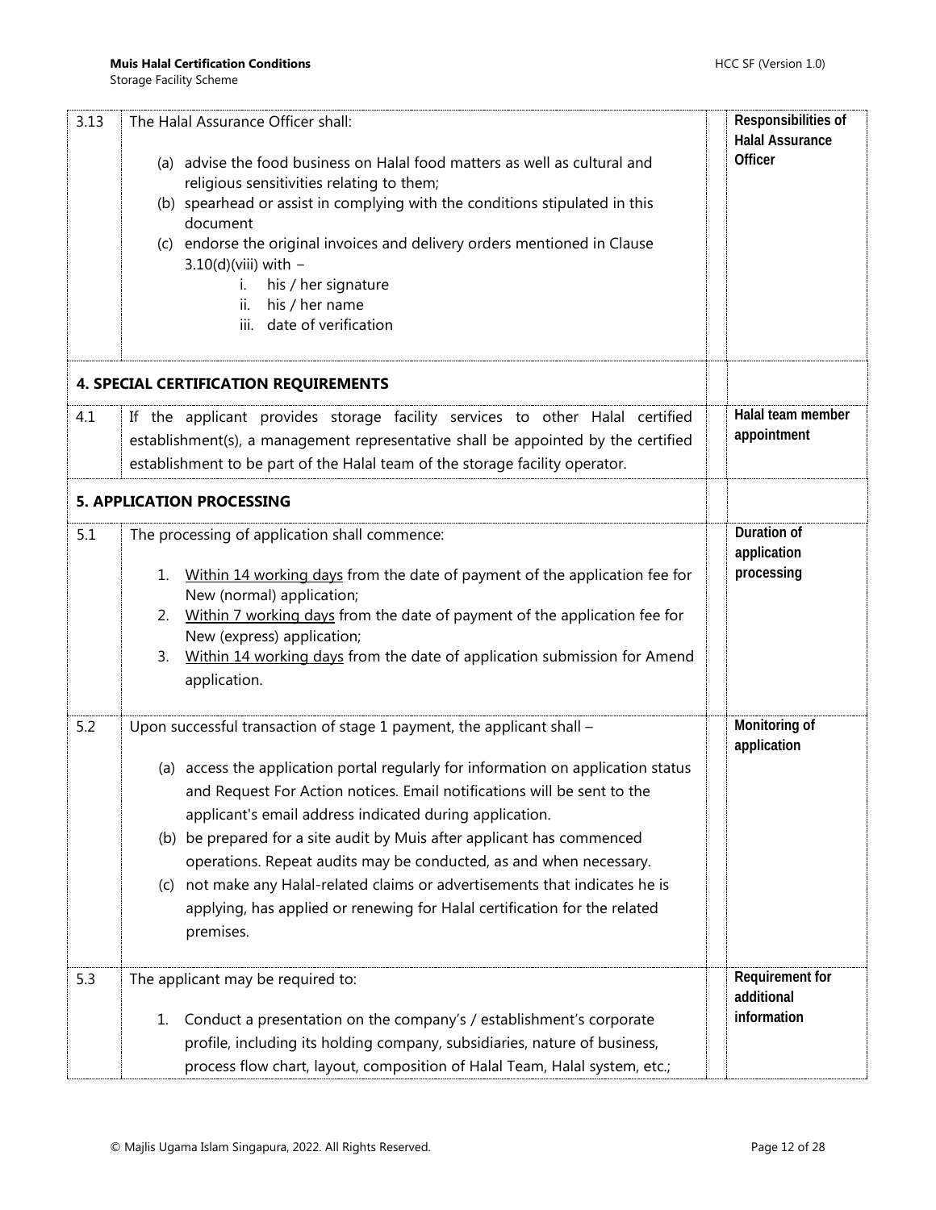| | | | |
|---|---|---|---|
| 3.13 | The Halal Assurance Officer shall:<br><br>(a) advise the food business on Halal food matters as well as cultural and religious sensitivities relating to them;<br>(b) spearhead or assist in complying with the conditions stipulated in this document<br>(c) endorse the original invoices and delivery orders mentioned in Clause 3.10(d)(viii) with –<br>i. his / her signature<br>ii. his / her name<br>iii. date of verification | | **Responsibilities of Halal Assurance Officer** |
| **4. SPECIAL CERTIFICATION REQUIREMENTS** | | | |
| 4.1 | If the applicant provides storage facility services to other Halal certified establishment(s), a management representative shall be appointed by the certified establishment to be part of the Halal team of the storage facility operator. | | **Halal team member appointment** |
| **5. APPLICATION PROCESSING** | | | |
| 5.1 | The processing of application shall commence:<br><br>1. Within 14 working days from the date of payment of the application fee for New (normal) application;<br>2. Within 7 working days from the date of payment of the application fee for New (express) application;<br>3. Within 14 working days from the date of application submission for Amend application. | | **Duration of application processing** |
| 5.2 | Upon successful transaction of stage 1 payment, the applicant shall –<br><br>(a) access the application portal regularly for information on application status and Request For Action notices. Email notifications will be sent to the applicant's email address indicated during application.<br>(b) be prepared for a site audit by Muis after applicant has commenced operations. Repeat audits may be conducted, as and when necessary.<br>(c) not make any Halal-related claims or advertisements that indicates he is applying, has applied or renewing for Halal certification for the related premises. | | **Monitoring of application** |
| 5.3 | The applicant may be required to:<br><br>1. Conduct a presentation on the company's / establishment's corporate profile, including its holding company, subsidiaries, nature of business, process flow chart, layout, composition of Halal Team, Halal system, etc.; | | **Requirement for additional information** |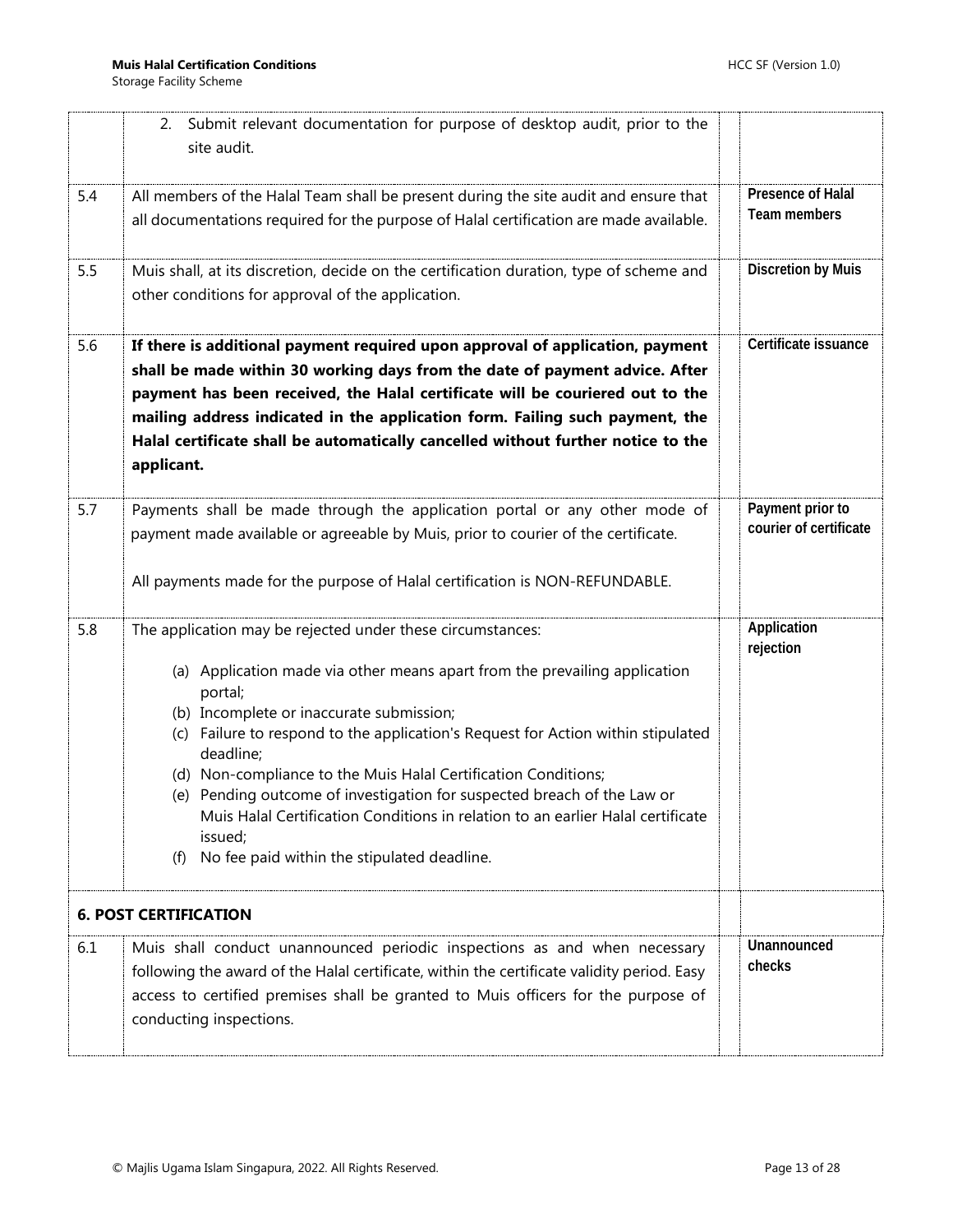| | | |
|---|---|---|
| | 2. Submit relevant documentation for purpose of desktop audit, prior to the site audit. | |
| 5.4 | All members of the Halal Team shall be present during the site audit and ensure that all documentations required for the purpose of Halal certification are made available. | **Presence of Halal Team members** |
| 5.5 | Muis shall, at its discretion, decide on the certification duration, type of scheme and other conditions for approval of the application. | **Discretion by Muis** |
| 5.6 | **If there is additional payment required upon approval of application, payment shall be made within 30 working days from the date of payment advice. After payment has been received, the Halal certificate will be couriered out to the mailing address indicated in the application form. Failing such payment, the Halal certificate shall be automatically cancelled without further notice to the applicant.** | **Certificate issuance** |
| 5.7 | Payments shall be made through the application portal or any other mode of payment made available or agreeable by Muis, prior to courier of the certificate.<br><br>All payments made for the purpose of Halal certification is NON-REFUNDABLE. | **Payment prior to courier of certificate** |
| 5.8 | The application may be rejected under these circumstances:<br><br>(a) Application made via other means apart from the prevailing application portal;<br>(b) Incomplete or inaccurate submission;<br>(c) Failure to respond to the application's Request for Action within stipulated deadline;<br>(d) Non-compliance to the Muis Halal Certification Conditions;<br>(e) Pending outcome of investigation for suspected breach of the Law or Muis Halal Certification Conditions in relation to an earlier Halal certificate issued;<br>(f) No fee paid within the stipulated deadline. | **Application rejection** |
| **6. POST CERTIFICATION** | | |
| 6.1 | Muis shall conduct unannounced periodic inspections as and when necessary following the award of the Halal certificate, within the certificate validity period. Easy access to certified premises shall be granted to Muis officers for the purpose of conducting inspections. | **Unannounced checks** |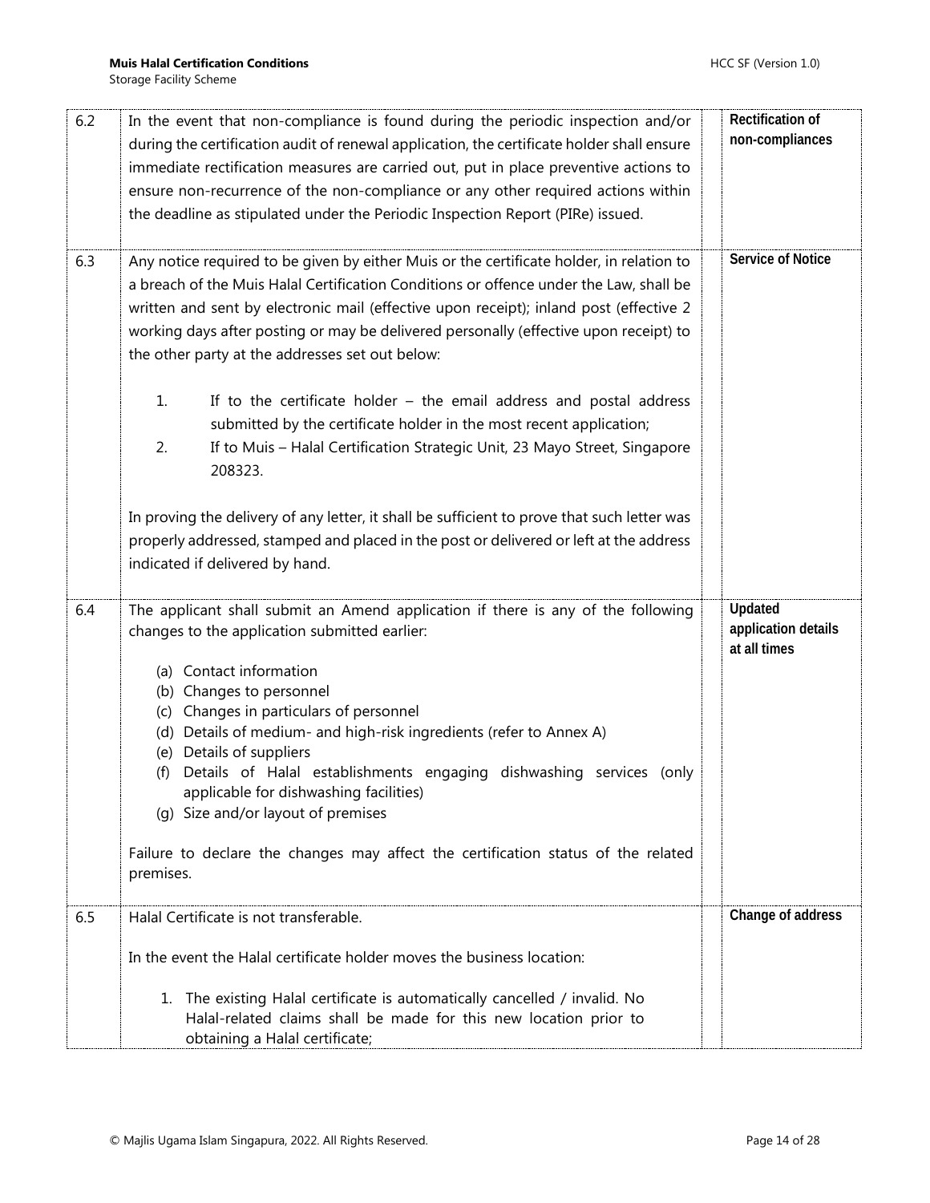| | | | |
|---|---|---|---|
| 6.2 | In the event that non-compliance is found during the periodic inspection and/or during the certification audit of renewal application, the certificate holder shall ensure immediate rectification measures are carried out, put in place preventive actions to ensure non-recurrence of the non-compliance or any other required actions within the deadline as stipulated under the Periodic Inspection Report (PIRe) issued. | | **Rectification of non-compliances** |
| 6.3 | Any notice required to be given by either Muis or the certificate holder, in relation to a breach of the Muis Halal Certification Conditions or offence under the Law, shall be written and sent by electronic mail (effective upon receipt); inland post (effective 2 working days after posting or may be delivered personally (effective upon receipt) to the other party at the addresses set out below:<br><br>1. If to the certificate holder – the email address and postal address submitted by the certificate holder in the most recent application;<br>2. If to Muis – Halal Certification Strategic Unit, 23 Mayo Street, Singapore 208323.<br><br>In proving the delivery of any letter, it shall be sufficient to prove that such letter was properly addressed, stamped and placed in the post or delivered or left at the address indicated if delivered by hand. | | **Service of Notice** |
| 6.4 | The applicant shall submit an Amend application if there is any of the following changes to the application submitted earlier:<br><br>(a) Contact information<br>(b) Changes to personnel<br>(c) Changes in particulars of personnel<br>(d) Details of medium- and high-risk ingredients (refer to Annex A)<br>(e) Details of suppliers<br>(f) Details of Halal establishments engaging dishwashing services (only applicable for dishwashing facilities)<br>(g) Size and/or layout of premises<br><br>Failure to declare the changes may affect the certification status of the related premises. | | **Updated application details at all times** |
| 6.5 | Halal Certificate is not transferable.<br><br>In the event the Halal certificate holder moves the business location:<br><br>1. The existing Halal certificate is automatically cancelled / invalid. No Halal-related claims shall be made for this new location prior to obtaining a Halal certificate; | | **Change of address** |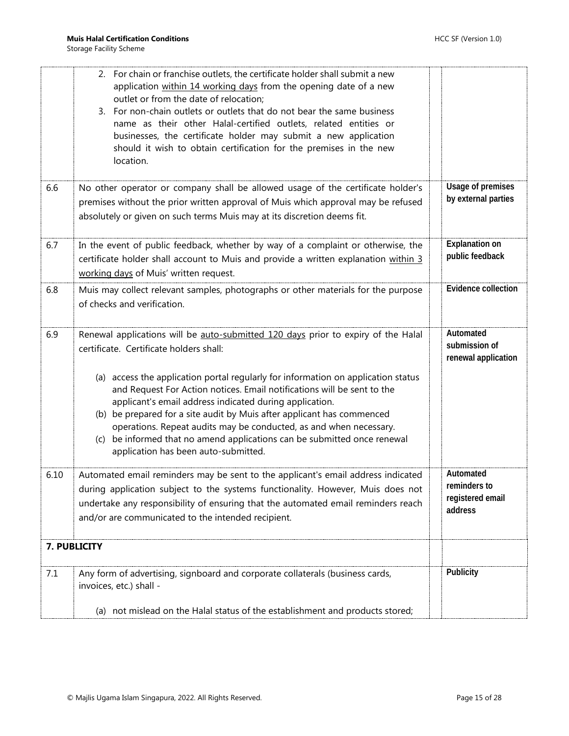| | | |
|---|---|---|
| | 2. For chain or franchise outlets, the certificate holder shall submit a new application within 14 working days from the opening date of a new outlet or from the date of relocation;<br>3. For non-chain outlets or outlets that do not bear the same business name as their other Halal-certified outlets, related entities or businesses, the certificate holder may submit a new application should it wish to obtain certification for the premises in the new location. | |
| 6.6 | No other operator or company shall be allowed usage of the certificate holder's premises without the prior written approval of Muis which approval may be refused absolutely or given on such terms Muis may at its discretion deems fit. | **Usage of premises by external parties** |
| 6.7 | In the event of public feedback, whether by way of a complaint or otherwise, the certificate holder shall account to Muis and provide a written explanation within 3 working days of Muis' written request. | **Explanation on public feedback** |
| 6.8 | Muis may collect relevant samples, photographs or other materials for the purpose of checks and verification. | **Evidence collection** |
| 6.9 | Renewal applications will be auto-submitted 120 days prior to expiry of the Halal certificate. Certificate holders shall:<br><br>(a) access the application portal regularly for information on application status and Request For Action notices. Email notifications will be sent to the applicant's email address indicated during application.<br>(b) be prepared for a site audit by Muis after applicant has commenced operations. Repeat audits may be conducted, as and when necessary.<br>(c) be informed that no amend applications can be submitted once renewal application has been auto-submitted. | **Automated submission of renewal application** |
| 6.10 | Automated email reminders may be sent to the applicant's email address indicated during application subject to the systems functionality. However, Muis does not undertake any responsibility of ensuring that the automated email reminders reach and/or are communicated to the intended recipient. | **Automated reminders to registered email address** |
| **7. PUBLICITY** | | |
| 7.1 | Any form of advertising, signboard and corporate collaterals (business cards, invoices, etc.) shall -<br><br>(a) not mislead on the Halal status of the establishment and products stored; | **Publicity** |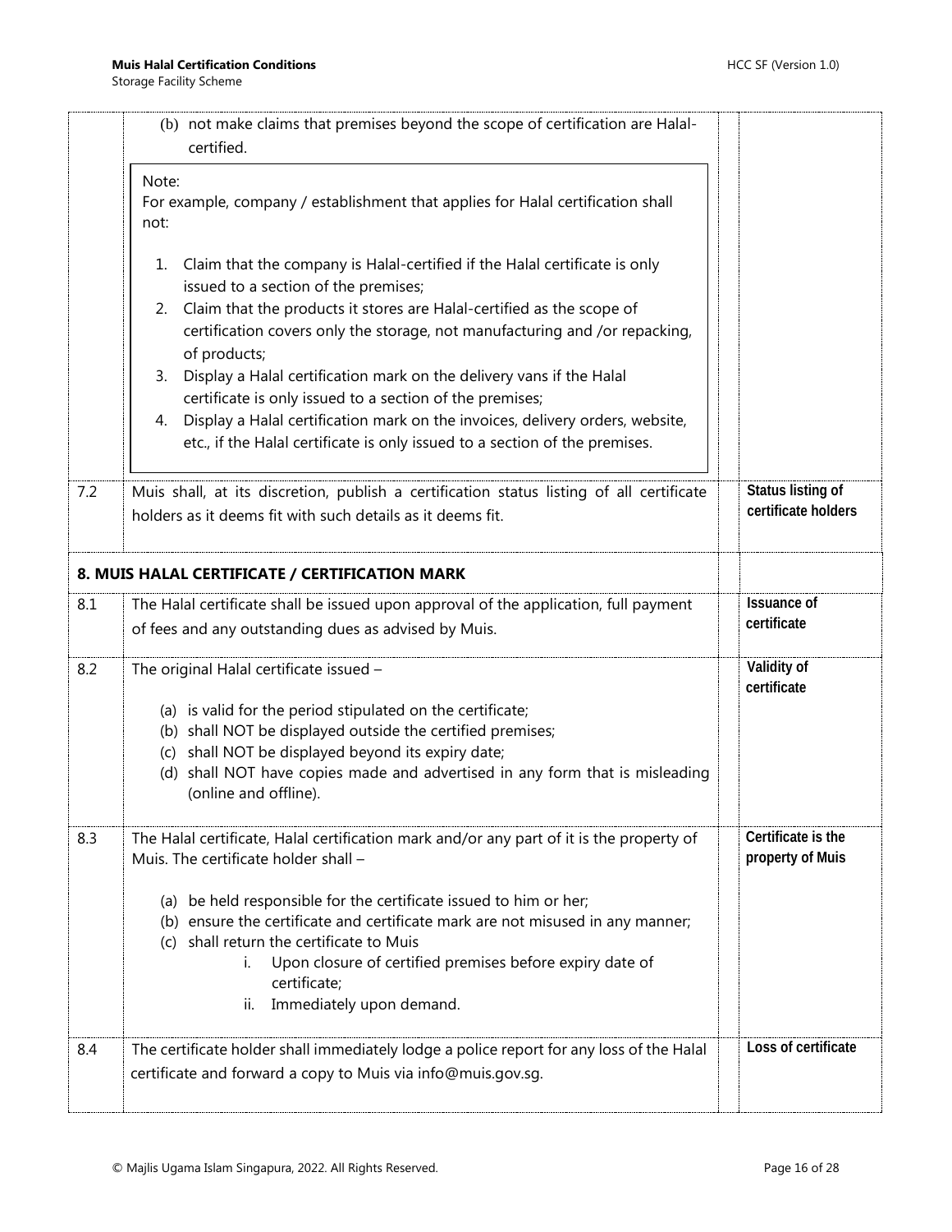| | | | |
|---|---|---|---|
| | (b) not make claims that premises beyond the scope of certification are Halal-certified.<br><br>Note:<br>For example, company / establishment that applies for Halal certification shall not:<br><br>1. Claim that the company is Halal-certified if the Halal certificate is only issued to a section of the premises;<br>2. Claim that the products it stores are Halal-certified as the scope of certification covers only the storage, not manufacturing and /or repacking, of products;<br>3. Display a Halal certification mark on the delivery vans if the Halal certificate is only issued to a section of the premises;<br>4. Display a Halal certification mark on the invoices, delivery orders, website, etc., if the Halal certificate is only issued to a section of the premises. | | |
| 7.2 | Muis shall, at its discretion, publish a certification status listing of all certificate holders as it deems fit with such details as it deems fit. | | **Status listing of certificate holders** |
| **8. MUIS HALAL CERTIFICATE / CERTIFICATION MARK** | | | |
| 8.1 | The Halal certificate shall be issued upon approval of the application, full payment of fees and any outstanding dues as advised by Muis. | | **Issuance of certificate** |
| 8.2 | The original Halal certificate issued –<br><br>(a) is valid for the period stipulated on the certificate;<br>(b) shall NOT be displayed outside the certified premises;<br>(c) shall NOT be displayed beyond its expiry date;<br>(d) shall NOT have copies made and advertised in any form that is misleading (online and offline). | | **Validity of certificate** |
| 8.3 | The Halal certificate, Halal certification mark and/or any part of it is the property of Muis. The certificate holder shall –<br><br>(a) be held responsible for the certificate issued to him or her;<br>(b) ensure the certificate and certificate mark are not misused in any manner;<br>(c) shall return the certificate to Muis<br>i. Upon closure of certified premises before expiry date of certificate;<br>ii. Immediately upon demand. | | **Certificate is the property of Muis** |
| 8.4 | The certificate holder shall immediately lodge a police report for any loss of the Halal certificate and forward a copy to Muis via info@muis.gov.sg. | | **Loss of certificate** |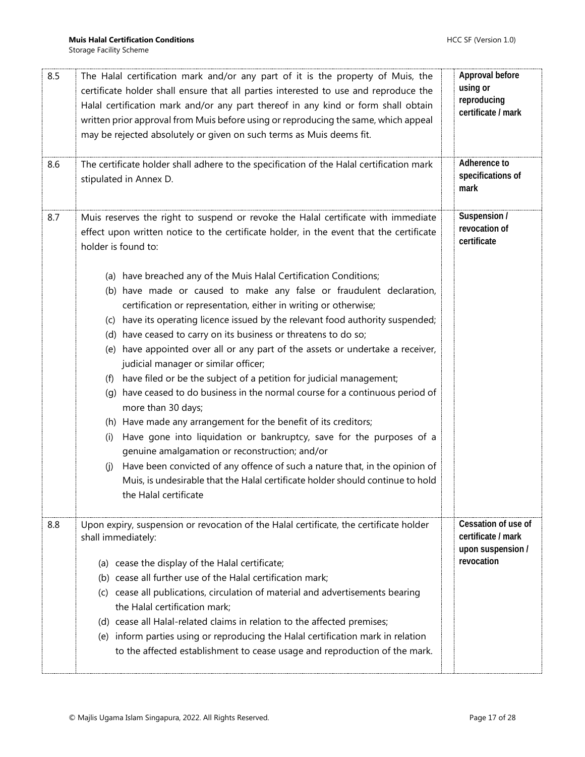| | | | |
|---|---|---|---|
| 8.5 | The Halal certification mark and/or any part of it is the property of Muis, the certificate holder shall ensure that all parties interested to use and reproduce the Halal certification mark and/or any part thereof in any kind or form shall obtain written prior approval from Muis before using or reproducing the same, which appeal may be rejected absolutely or given on such terms as Muis deems fit. | | **Approval before using or reproducing certificate / mark** |
| 8.6 | The certificate holder shall adhere to the specification of the Halal certification mark stipulated in Annex D. | | **Adherence to specifications of mark** |
| 8.7 | Muis reserves the right to suspend or revoke the Halal certificate with immediate effect upon written notice to the certificate holder, in the event that the certificate holder is found to:<br><br>(a) have breached any of the Muis Halal Certification Conditions;<br>(b) have made or caused to make any false or fraudulent declaration, certification or representation, either in writing or otherwise;<br>(c) have its operating licence issued by the relevant food authority suspended;<br>(d) have ceased to carry on its business or threatens to do so;<br>(e) have appointed over all or any part of the assets or undertake a receiver, judicial manager or similar officer;<br>(f) have filed or be the subject of a petition for judicial management;<br>(g) have ceased to do business in the normal course for a continuous period of more than 30 days;<br>(h) Have made any arrangement for the benefit of its creditors;<br>(i) Have gone into liquidation or bankruptcy, save for the purposes of a genuine amalgamation or reconstruction; and/or<br>(j) Have been convicted of any offence of such a nature that, in the opinion of Muis, is undesirable that the Halal certificate holder should continue to hold the Halal certificate | | **Suspension / revocation of certificate** |
| 8.8 | Upon expiry, suspension or revocation of the Halal certificate, the certificate holder shall immediately:<br><br>(a) cease the display of the Halal certificate;<br>(b) cease all further use of the Halal certification mark;<br>(c) cease all publications, circulation of material and advertisements bearing the Halal certification mark;<br>(d) cease all Halal-related claims in relation to the affected premises;<br>(e) inform parties using or reproducing the Halal certification mark in relation to the affected establishment to cease usage and reproduction of the mark. | | **Cessation of use of certificate / mark upon suspension / revocation** |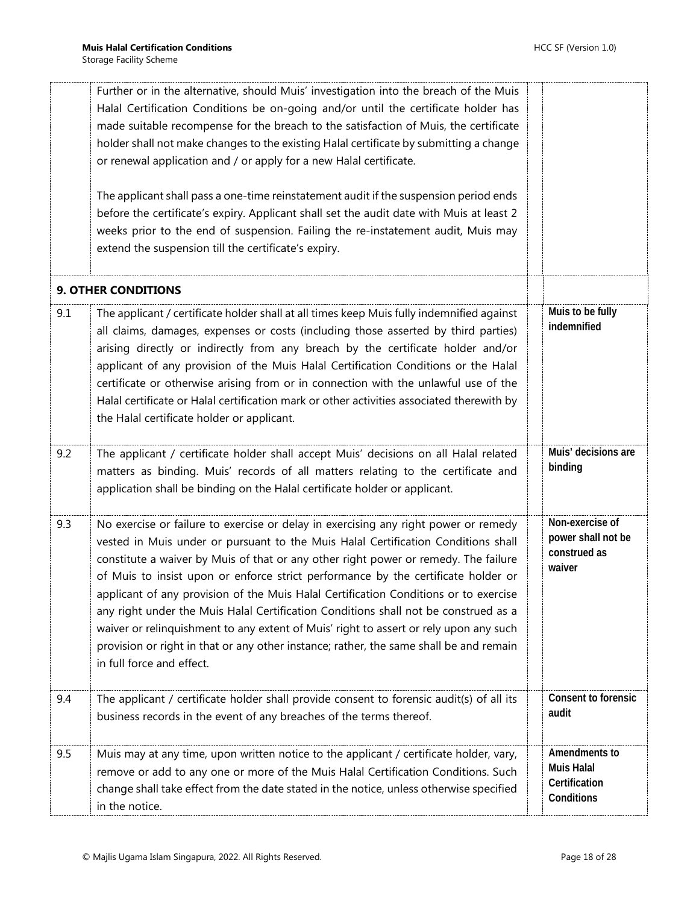| | | |
|---|---|---|
| | Further or in the alternative, should Muis' investigation into the breach of the Muis Halal Certification Conditions be on-going and/or until the certificate holder has made suitable recompense for the breach to the satisfaction of Muis, the certificate holder shall not make changes to the existing Halal certificate by submitting a change or renewal application and / or apply for a new Halal certificate.<br><br>The applicant shall pass a one-time reinstatement audit if the suspension period ends before the certificate's expiry. Applicant shall set the audit date with Muis at least 2 weeks prior to the end of suspension. Failing the re-instatement audit, Muis may extend the suspension till the certificate's expiry. | |
| **9. OTHER CONDITIONS** | | |
| 9.1 | The applicant / certificate holder shall at all times keep Muis fully indemnified against all claims, damages, expenses or costs (including those asserted by third parties) arising directly or indirectly from any breach by the certificate holder and/or applicant of any provision of the Muis Halal Certification Conditions or the Halal certificate or otherwise arising from or in connection with the unlawful use of the Halal certificate or Halal certification mark or other activities associated therewith by the Halal certificate holder or applicant. | **Muis to be fully indemnified** |
| 9.2 | The applicant / certificate holder shall accept Muis' decisions on all Halal related matters as binding. Muis' records of all matters relating to the certificate and application shall be binding on the Halal certificate holder or applicant. | **Muis' decisions are binding** |
| 9.3 | No exercise or failure to exercise or delay in exercising any right power or remedy vested in Muis under or pursuant to the Muis Halal Certification Conditions shall constitute a waiver by Muis of that or any other right power or remedy. The failure of Muis to insist upon or enforce strict performance by the certificate holder or applicant of any provision of the Muis Halal Certification Conditions or to exercise any right under the Muis Halal Certification Conditions shall not be construed as a waiver or relinquishment to any extent of Muis' right to assert or rely upon any such provision or right in that or any other instance; rather, the same shall be and remain in full force and effect. | **Non-exercise of power shall not be construed as waiver** |
| 9.4 | The applicant / certificate holder shall provide consent to forensic audit(s) of all its business records in the event of any breaches of the terms thereof. | **Consent to forensic audit** |
| 9.5 | Muis may at any time, upon written notice to the applicant / certificate holder, vary, remove or add to any one or more of the Muis Halal Certification Conditions. Such change shall take effect from the date stated in the notice, unless otherwise specified in the notice. | **Amendments to Muis Halal Certification Conditions** |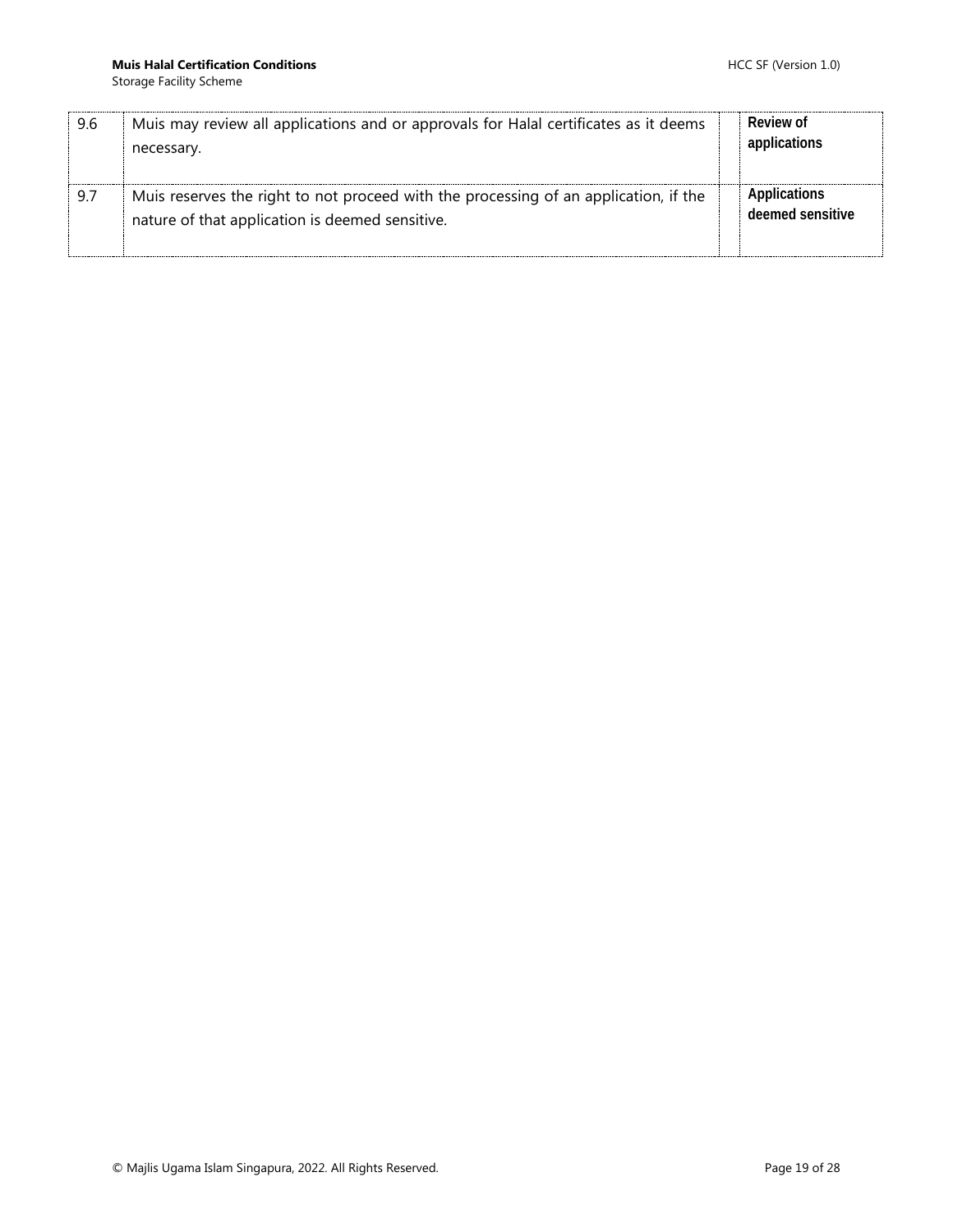| | | | |
|---|---|---|---|
| 9.6 | Muis may review all applications and or approvals for Halal certificates as it deems necessary. | | **Review of applications** |
| 9.7 | Muis reserves the right to not proceed with the processing of an application, if the nature of that application is deemed sensitive. | | **Applications deemed sensitive** |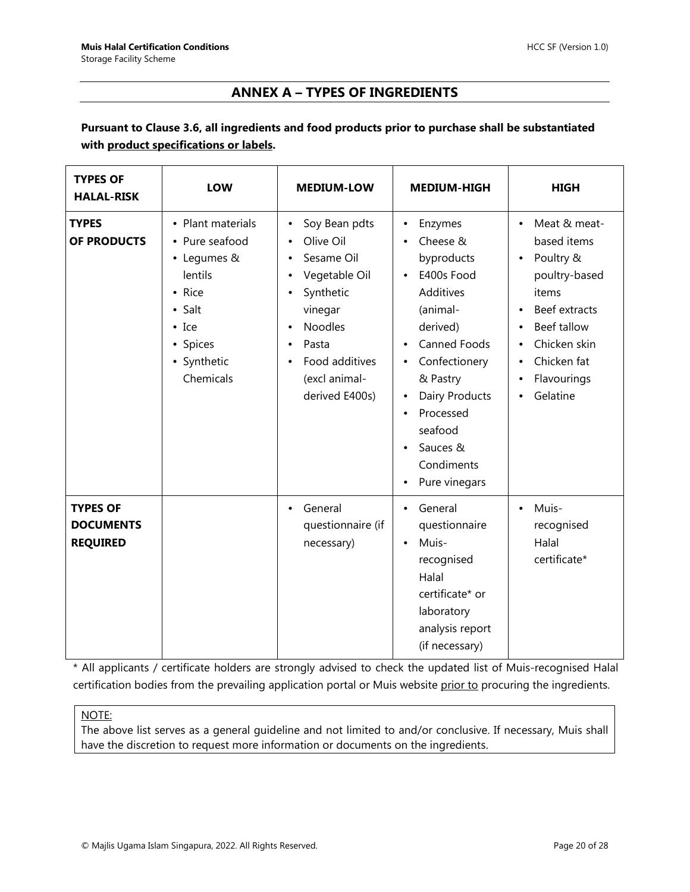## ANNEX A – TYPES OF INGREDIENTS

**Pursuant to Clause 3.6, all ingredients and food products prior to purchase shall be substantiated with product specifications or labels.**

| TYPES OF HALAL-RISK | LOW | MEDIUM-LOW | MEDIUM-HIGH | HIGH |
|---|---|---|---|---|
| **TYPES OF PRODUCTS** | • Plant materials<br>• Pure seafood<br>• Legumes & lentils<br>• Rice<br>• Salt<br>• Ice<br>• Spices<br>• Synthetic Chemicals | • Soy Bean pdts<br>• Olive Oil<br>• Sesame Oil<br>• Vegetable Oil<br>• Synthetic vinegar<br>• Noodles<br>• Pasta<br>• Food additives (excl animal-derived E400s) | • Enzymes<br>• Cheese & byproducts<br>• E400s Food Additives (animal-derived)<br>• Canned Foods<br>• Confectionery & Pastry<br>• Dairy Products<br>• Processed seafood<br>• Sauces & Condiments<br>• Pure vinegars | • Meat & meat-based items<br>• Poultry & poultry-based items<br>• Beef extracts<br>• Beef tallow<br>• Chicken skin<br>• Chicken fat<br>• Flavourings<br>• Gelatine |
| **TYPES OF DOCUMENTS REQUIRED** | | • General questionnaire (if necessary) | • General questionnaire<br>• Muis-recognised Halal certificate* or laboratory analysis report (if necessary) | • Muis-recognised Halal certificate* |

* All applicants / certificate holders are strongly advised to check the updated list of Muis-recognised Halal certification bodies from the prevailing application portal or Muis website prior to procuring the ingredients.

NOTE:
The above list serves as a general guideline and not limited to and/or conclusive. If necessary, Muis shall have the discretion to request more information or documents on the ingredients.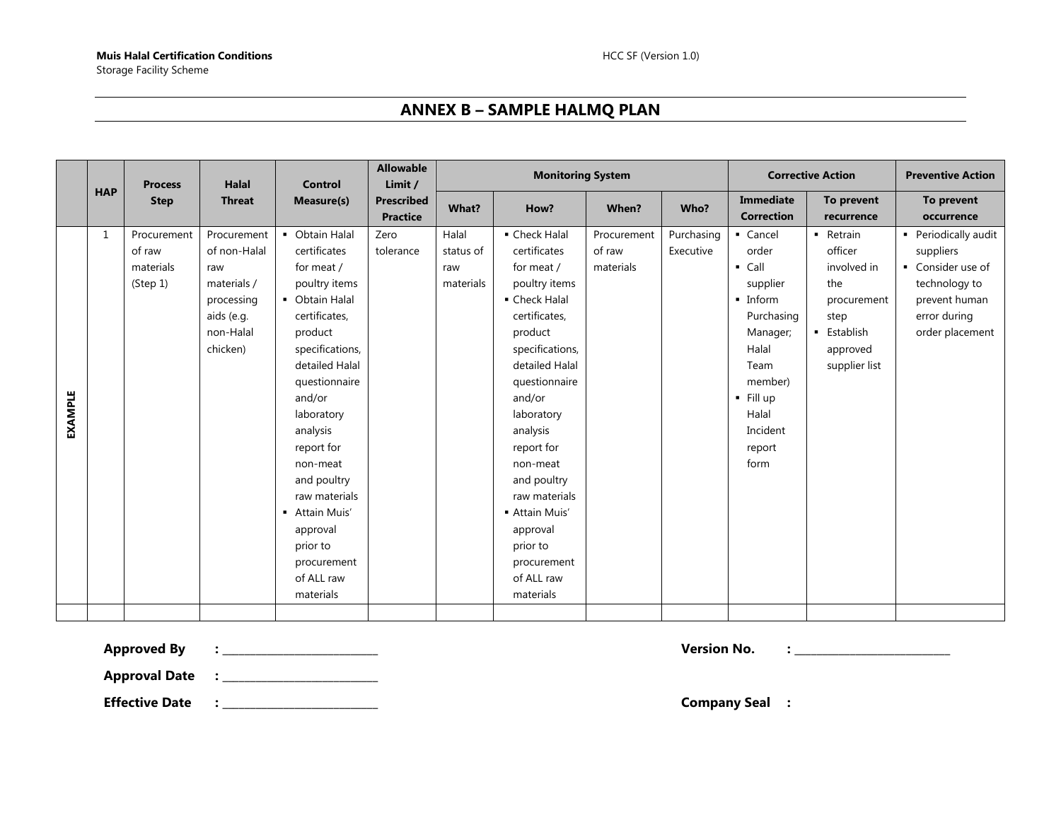## ANNEX B – SAMPLE HALMQ PLAN

| | HAP | Process Step | Halal Threat | Control Measure(s) | Allowable Limit / Prescribed Practice | Monitoring System | | | | Corrective Action | | Preventive Action |
|---|---|---|---|---|---|---|---|---|---|---|---|---|
| | | | | | | What? | How? | When? | Who? | Immediate Correction | To prevent recurrence | To prevent occurrence |
| **EXAMPLE** | 1 | Procurement of raw materials (Step 1) | Procurement of non-Halal raw materials / processing aids (e.g. non-Halal chicken) | ▪ Obtain Halal certificates for meat / poultry items<br>▪ Obtain Halal certificates, product specifications, detailed Halal questionnaire and/or laboratory analysis report for non-meat and poultry raw materials<br>▪ Attain Muis' approval prior to procurement of ALL raw materials | Zero tolerance | Halal status of raw materials | ▪ Check Halal certificates for meat / poultry items<br>▪ Check Halal certificates, product specifications, detailed Halal questionnaire and/or laboratory analysis report for non-meat and poultry raw materials<br>▪ Attain Muis' approval prior to procurement of ALL raw materials | Procurement of raw materials | Purchasing Executive | ▪ Cancel order<br>▪ Call supplier<br>▪ Inform Purchasing Manager; Halal Team member)<br>▪ Fill up Halal Incident report form | ▪ Retrain officer involved in the procurement step<br>▪ Establish approved supplier list | ▪ Periodically audit suppliers<br>▪ Consider use of technology to prevent human error during order placement |
| | | | | | | | | | | | | |

**Approved By** : ___________________________

**Approval Date** : ___________________________

**Effective Date** : ___________________________

**Version No.** : ___________________________

**Company Seal** :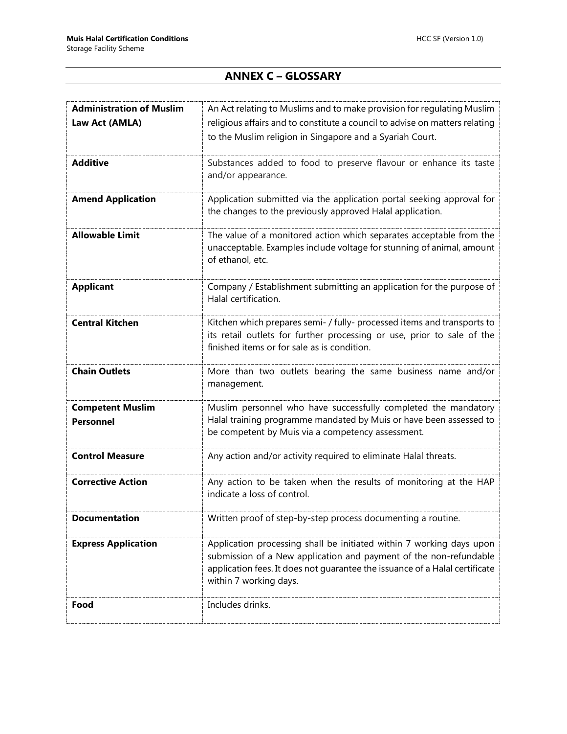## ANNEX C – GLOSSARY

| | |
|---|---|
| **Administration of Muslim Law Act (AMLA)** | An Act relating to Muslims and to make provision for regulating Muslim religious affairs and to constitute a council to advise on matters relating to the Muslim religion in Singapore and a Syariah Court. |
| **Additive** | Substances added to food to preserve flavour or enhance its taste and/or appearance. |
| **Amend Application** | Application submitted via the application portal seeking approval for the changes to the previously approved Halal application. |
| **Allowable Limit** | The value of a monitored action which separates acceptable from the unacceptable. Examples include voltage for stunning of animal, amount of ethanol, etc. |
| **Applicant** | Company / Establishment submitting an application for the purpose of Halal certification. |
| **Central Kitchen** | Kitchen which prepares semi- / fully- processed items and transports to its retail outlets for further processing or use, prior to sale of the finished items or for sale as is condition. |
| **Chain Outlets** | More than two outlets bearing the same business name and/or management. |
| **Competent Muslim Personnel** | Muslim personnel who have successfully completed the mandatory Halal training programme mandated by Muis or have been assessed to be competent by Muis via a competency assessment. |
| **Control Measure** | Any action and/or activity required to eliminate Halal threats. |
| **Corrective Action** | Any action to be taken when the results of monitoring at the HAP indicate a loss of control. |
| **Documentation** | Written proof of step-by-step process documenting a routine. |
| **Express Application** | Application processing shall be initiated within 7 working days upon submission of a New application and payment of the non-refundable application fees. It does not guarantee the issuance of a Halal certificate within 7 working days. |
| **Food** | Includes drinks. |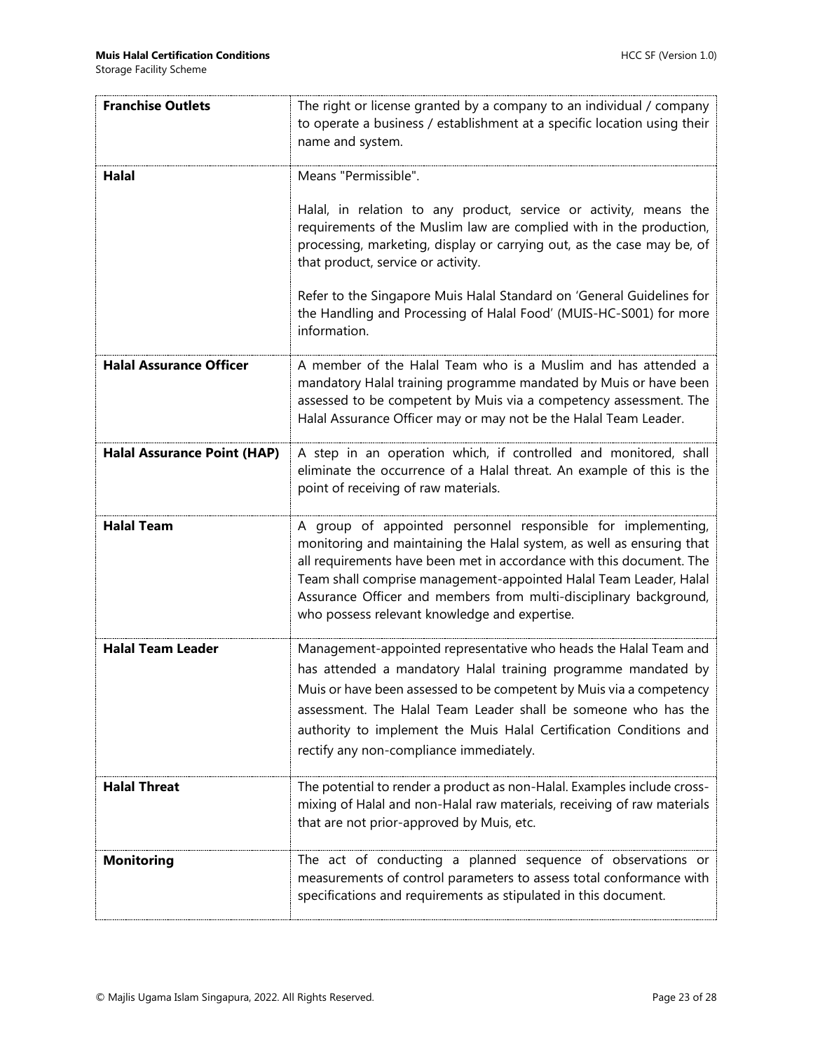| | |
|---|---|
| **Franchise Outlets** | The right or license granted by a company to an individual / company to operate a business / establishment at a specific location using their name and system. |
| **Halal** | Means "Permissible".<br><br>Halal, in relation to any product, service or activity, means the requirements of the Muslim law are complied with in the production, processing, marketing, display or carrying out, as the case may be, of that product, service or activity.<br><br>Refer to the Singapore Muis Halal Standard on 'General Guidelines for the Handling and Processing of Halal Food' (MUIS-HC-S001) for more information. |
| **Halal Assurance Officer** | A member of the Halal Team who is a Muslim and has attended a mandatory Halal training programme mandated by Muis or have been assessed to be competent by Muis via a competency assessment. The Halal Assurance Officer may or may not be the Halal Team Leader. |
| **Halal Assurance Point (HAP)** | A step in an operation which, if controlled and monitored, shall eliminate the occurrence of a Halal threat. An example of this is the point of receiving of raw materials. |
| **Halal Team** | A group of appointed personnel responsible for implementing, monitoring and maintaining the Halal system, as well as ensuring that all requirements have been met in accordance with this document. The Team shall comprise management-appointed Halal Team Leader, Halal Assurance Officer and members from multi-disciplinary background, who possess relevant knowledge and expertise. |
| **Halal Team Leader** | Management-appointed representative who heads the Halal Team and has attended a mandatory Halal training programme mandated by Muis or have been assessed to be competent by Muis via a competency assessment. The Halal Team Leader shall be someone who has the authority to implement the Muis Halal Certification Conditions and rectify any non-compliance immediately. |
| **Halal Threat** | The potential to render a product as non-Halal. Examples include cross-mixing of Halal and non-Halal raw materials, receiving of raw materials that are not prior-approved by Muis, etc. |
| **Monitoring** | The act of conducting a planned sequence of observations or measurements of control parameters to assess total conformance with specifications and requirements as stipulated in this document. |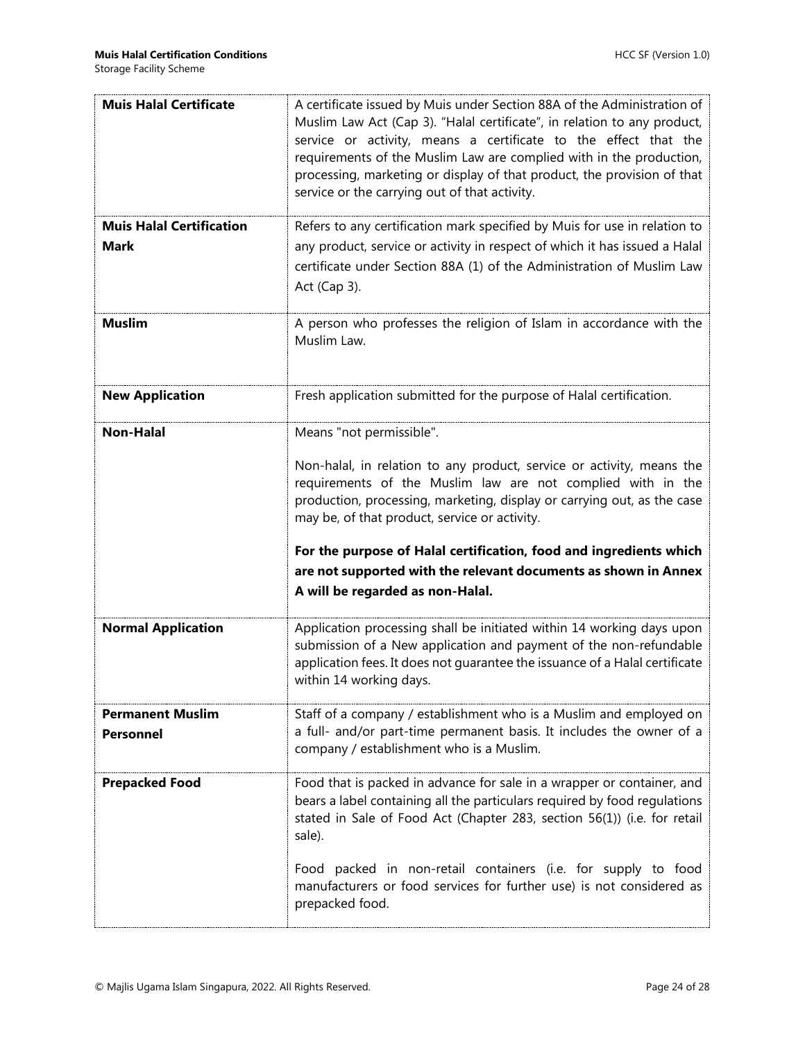| | |
|---|---|
| **Muis Halal Certificate** | A certificate issued by Muis under Section 88A of the Administration of Muslim Law Act (Cap 3). "Halal certificate", in relation to any product, service or activity, means a certificate to the effect that the requirements of the Muslim Law are complied with in the production, processing, marketing or display of that product, the provision of that service or the carrying out of that activity. |
| **Muis Halal Certification Mark** | Refers to any certification mark specified by Muis for use in relation to any product, service or activity in respect of which it has issued a Halal certificate under Section 88A (1) of the Administration of Muslim Law Act (Cap 3). |
| **Muslim** | A person who professes the religion of Islam in accordance with the Muslim Law. |
| **New Application** | Fresh application submitted for the purpose of Halal certification. |
| **Non-Halal** | Means "not permissible".<br><br>Non-halal, in relation to any product, service or activity, means the requirements of the Muslim law are not complied with in the production, processing, marketing, display or carrying out, as the case may be, of that product, service or activity.<br><br>**For the purpose of Halal certification, food and ingredients which are not supported with the relevant documents as shown in Annex A will be regarded as non-Halal.** |
| **Normal Application** | Application processing shall be initiated within 14 working days upon submission of a New application and payment of the non-refundable application fees. It does not guarantee the issuance of a Halal certificate within 14 working days. |
| **Permanent Muslim Personnel** | Staff of a company / establishment who is a Muslim and employed on a full- and/or part-time permanent basis. It includes the owner of a company / establishment who is a Muslim. |
| **Prepacked Food** | Food that is packed in advance for sale in a wrapper or container, and bears a label containing all the particulars required by food regulations stated in Sale of Food Act (Chapter 283, section 56(1)) (i.e. for retail sale).<br><br>Food packed in non-retail containers (i.e. for supply to food manufacturers or food services for further use) is not considered as prepacked food. |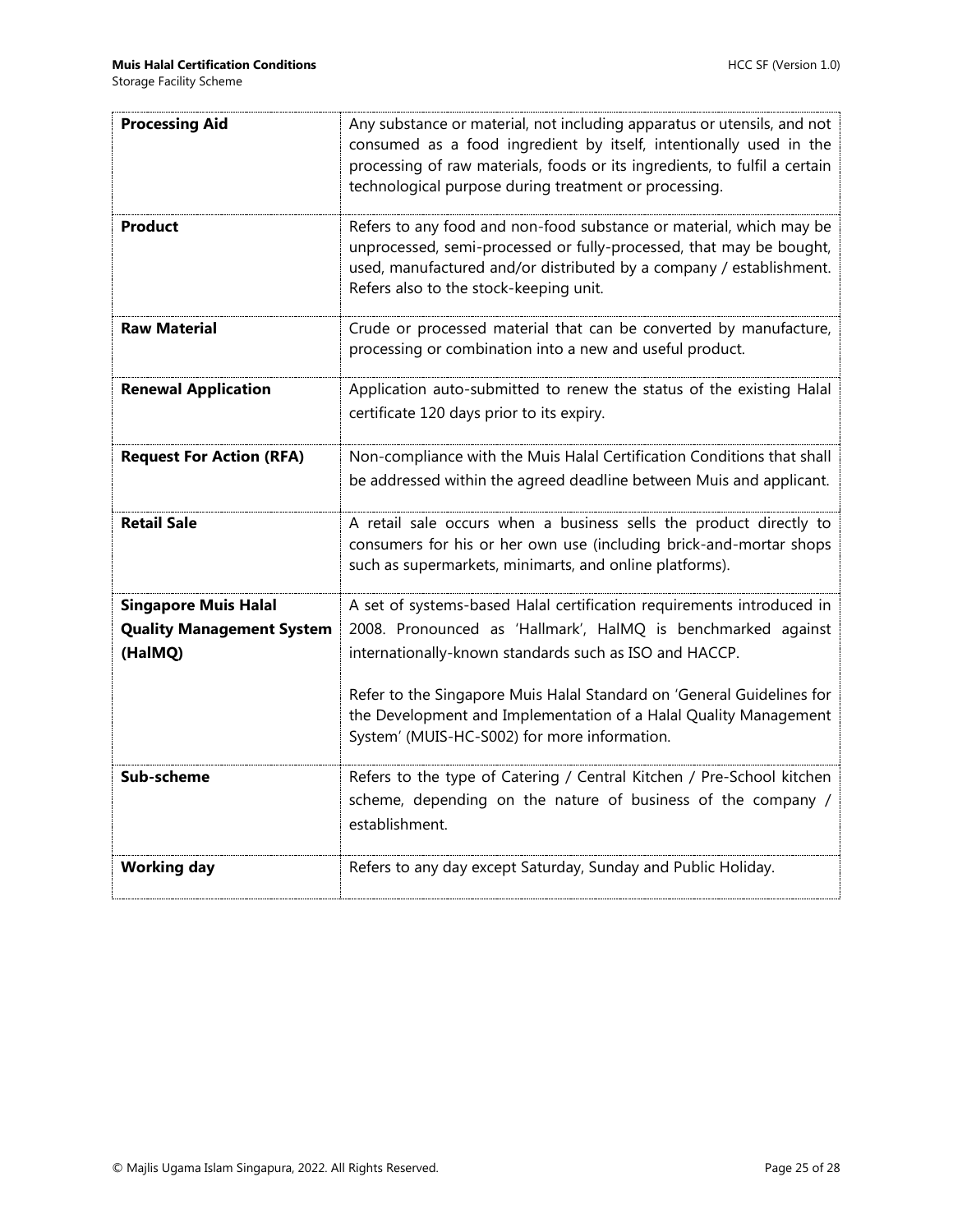| | |
|---|---|
| **Processing Aid** | Any substance or material, not including apparatus or utensils, and not consumed as a food ingredient by itself, intentionally used in the processing of raw materials, foods or its ingredients, to fulfil a certain technological purpose during treatment or processing. |
| **Product** | Refers to any food and non-food substance or material, which may be unprocessed, semi-processed or fully-processed, that may be bought, used, manufactured and/or distributed by a company / establishment. Refers also to the stock-keeping unit. |
| **Raw Material** | Crude or processed material that can be converted by manufacture, processing or combination into a new and useful product. |
| **Renewal Application** | Application auto-submitted to renew the status of the existing Halal certificate 120 days prior to its expiry. |
| **Request For Action (RFA)** | Non-compliance with the Muis Halal Certification Conditions that shall be addressed within the agreed deadline between Muis and applicant. |
| **Retail Sale** | A retail sale occurs when a business sells the product directly to consumers for his or her own use (including brick-and-mortar shops such as supermarkets, minimarts, and online platforms). |
| **Singapore Muis Halal Quality Management System (HalMQ)** | A set of systems-based Halal certification requirements introduced in 2008. Pronounced as 'Hallmark', HalMQ is benchmarked against internationally-known standards such as ISO and HACCP.<br><br>Refer to the Singapore Muis Halal Standard on 'General Guidelines for the Development and Implementation of a Halal Quality Management System' (MUIS-HC-S002) for more information. |
| **Sub-scheme** | Refers to the type of Catering / Central Kitchen / Pre-School kitchen scheme, depending on the nature of business of the company / establishment. |
| **Working day** | Refers to any day except Saturday, Sunday and Public Holiday. |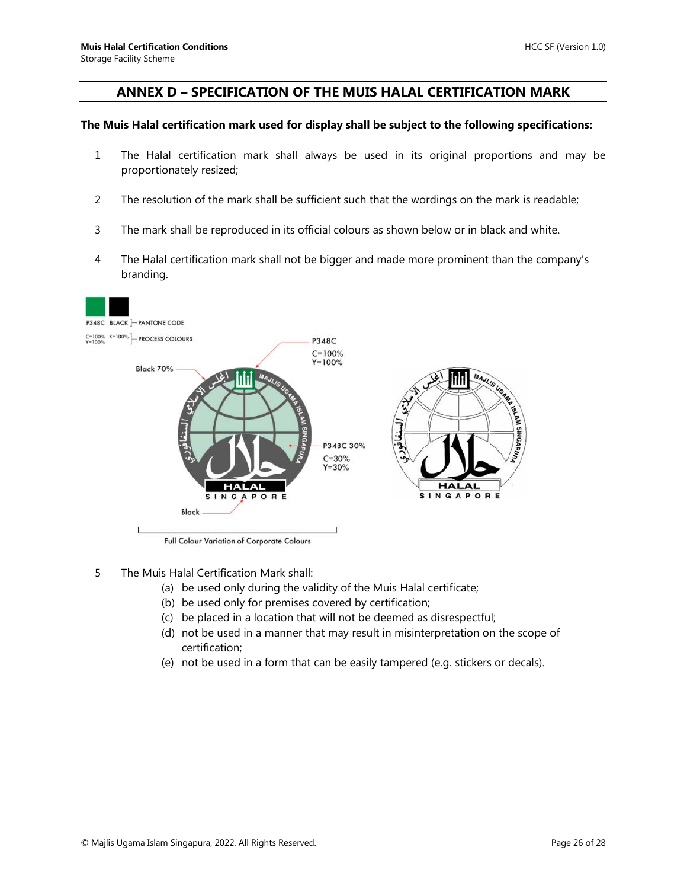## ANNEX D – SPECIFICATION OF THE MUIS HALAL CERTIFICATION MARK

**The Muis Halal certification mark used for display shall be subject to the following specifications:**

1. The Halal certification mark shall always be used in its original proportions and may be proportionately resized;

2. The resolution of the mark shall be sufficient such that the wordings on the mark is readable;

3. The mark shall be reproduced in its official colours as shown below or in black and white.

4. The Halal certification mark shall not be bigger and made more prominent than the company's branding.

P348C BLACK – PANTONE CODE

C=100% Y=100% K=100% – PROCESS COLOURS

Black 70%

P348C C=100% Y=100%

P348C 30% C=30% Y=30%

Black

Full Colour Variation of Corporate Colours

5. The Muis Halal Certification Mark shall:
   (a) be used only during the validity of the Muis Halal certificate;
   (b) be used only for premises covered by certification;
   (c) be placed in a location that will not be deemed as disrespectful;
   (d) not be used in a manner that may result in misinterpretation on the scope of certification;
   (e) not be used in a form that can be easily tampered (e.g. stickers or decals).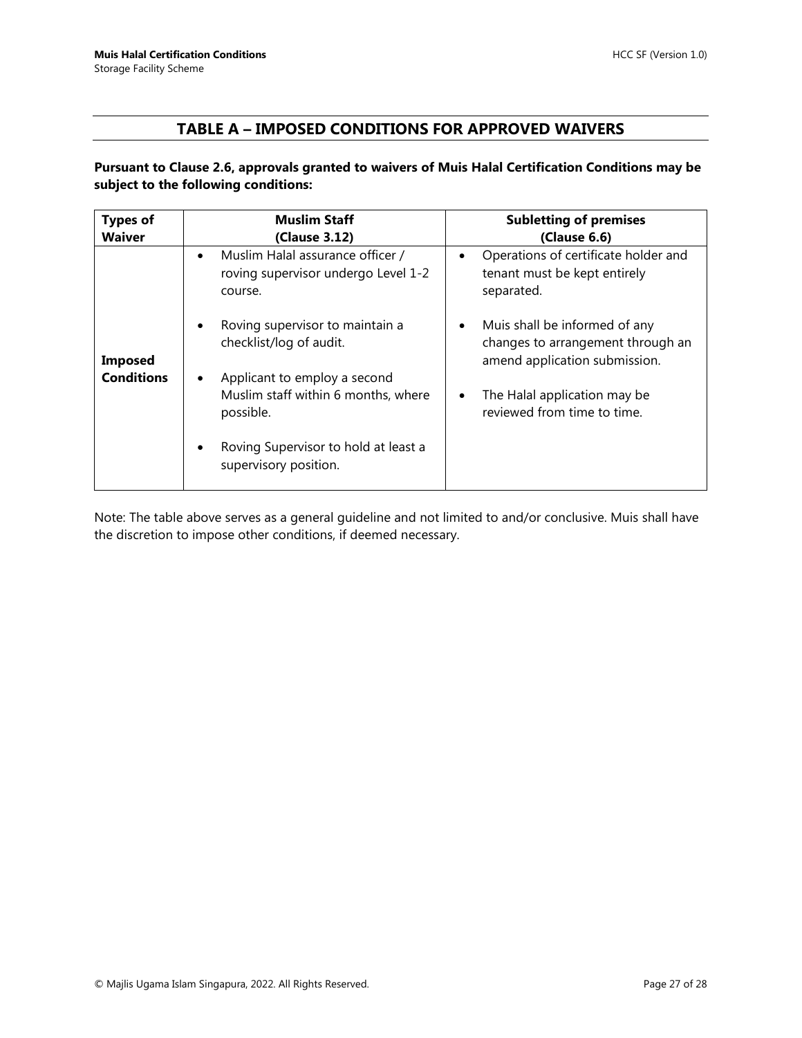## TABLE A – IMPOSED CONDITIONS FOR APPROVED WAIVERS

**Pursuant to Clause 2.6, approvals granted to waivers of Muis Halal Certification Conditions may be subject to the following conditions:**

| **Types of Waiver** | **Muslim Staff (Clause 3.12)** | **Subletting of premises (Clause 6.6)** |
|---|---|---|
| **Imposed Conditions** | • Muslim Halal assurance officer / roving supervisor undergo Level 1-2 course.<br><br>• Roving supervisor to maintain a checklist/log of audit.<br><br>• Applicant to employ a second Muslim staff within 6 months, where possible.<br><br>• Roving Supervisor to hold at least a supervisory position. | • Operations of certificate holder and tenant must be kept entirely separated.<br><br>• Muis shall be informed of any changes to arrangement through an amend application submission.<br><br>• The Halal application may be reviewed from time to time. |

Note: The table above serves as a general guideline and not limited to and/or conclusive. Muis shall have the discretion to impose other conditions, if deemed necessary.